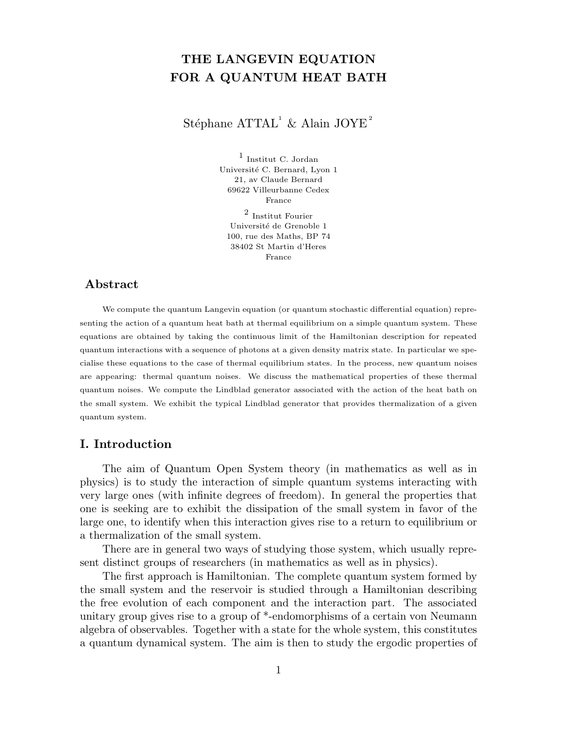# THE LANGEVIN EQUATION FOR A QUANTUM HEAT BATH

Stéphane ATTAL[1] & Alain JOYE[2]

[1] Institut C. Jordan
Université C. Bernard, Lyon 1
21, av Claude Bernard
69622 Villeurbanne Cedex
France

[2] Institut Fourier
Université de Grenoble 1
100, rue des Maths, BP 74
38402 St Martin d'Heres
France

## Abstract

We compute the quantum Langevin equation (or quantum stochastic differential equation) representing the action of a quantum heat bath at thermal equilibrium on a simple quantum system. These equations are obtained by taking the continuous limit of the Hamiltonian description for repeated quantum interactions with a sequence of photons at a given density matrix state. In particular we specialise these equations to the case of thermal equilibrium states. In the process, new quantum noises are appearing: thermal quantum noises. We discuss the mathematical properties of these thermal quantum noises. We compute the Lindblad generator associated with the action of the heat bath on the small system. We exhibit the typical Lindblad generator that provides thermalization of a given quantum system.

## I. Introduction

The aim of Quantum Open System theory (in mathematics as well as in physics) is to study the interaction of simple quantum systems interacting with very large ones (with infinite degrees of freedom). In general the properties that one is seeking are to exhibit the dissipation of the small system in favor of the large one, to identify when this interaction gives rise to a return to equilibrium or a thermalization of the small system.

There are in general two ways of studying those system, which usually represent distinct groups of researchers (in mathematics as well as in physics).

The first approach is Hamiltonian. The complete quantum system formed by the small system and the reservoir is studied through a Hamiltonian describing the free evolution of each component and the interaction part. The associated unitary group gives rise to a group of *-endomorphisms of a certain von Neumann algebra of observables. Together with a state for the whole system, this constitutes a quantum dynamical system. The aim is then to study the ergodic properties of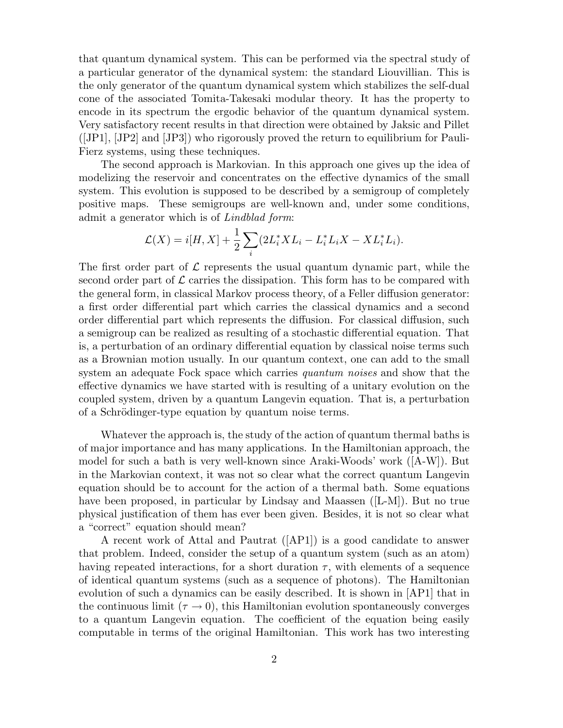that quantum dynamical system. This can be performed via the spectral study of a particular generator of the dynamical system: the standard Liouvillian. This is the only generator of the quantum dynamical system which stabilizes the self-dual cone of the associated Tomita-Takesaki modular theory. It has the property to encode in its spectrum the ergodic behavior of the quantum dynamical system. Very satisfactory recent results in that direction were obtained by Jaksic and Pillet ([JP1], [JP2] and [JP3]) who rigorously proved the return to equilibrium for Pauli-Fierz systems, using these techniques.

The second approach is Markovian. In this approach one gives up the idea of modelizing the reservoir and concentrates on the effective dynamics of the small system. This evolution is supposed to be described by a semigroup of completely positive maps. These semigroups are well-known and, under some conditions, admit a generator which is of *Lindblad form*:

$$\mathcal{L}(X) = i[H, X] + \frac{1}{2}\sum_i (2L_i^* X L_i - L_i^* L_i X - X L_i^* L_i).$$

The first order part of $\mathcal{L}$ represents the usual quantum dynamic part, while the second order part of $\mathcal{L}$ carries the dissipation. This form has to be compared with the general form, in classical Markov process theory, of a Feller diffusion generator: a first order differential part which carries the classical dynamics and a second order differential part which represents the diffusion. For classical diffusion, such a semigroup can be realized as resulting of a stochastic differential equation. That is, a perturbation of an ordinary differential equation by classical noise terms such as a Brownian motion usually. In our quantum context, one can add to the small system an adequate Fock space which carries *quantum noises* and show that the effective dynamics we have started with is resulting of a unitary evolution on the coupled system, driven by a quantum Langevin equation. That is, a perturbation of a Schrödinger-type equation by quantum noise terms.

Whatever the approach is, the study of the action of quantum thermal baths is of major importance and has many applications. In the Hamiltonian approach, the model for such a bath is very well-known since Araki-Woods' work ([A-W]). But in the Markovian context, it was not so clear what the correct quantum Langevin equation should be to account for the action of a thermal bath. Some equations have been proposed, in particular by Lindsay and Maassen ([L-M]). But no true physical justification of them has ever been given. Besides, it is not so clear what a "correct" equation should mean?

A recent work of Attal and Pautrat ([AP1]) is a good candidate to answer that problem. Indeed, consider the setup of a quantum system (such as an atom) having repeated interactions, for a short duration $\tau$, with elements of a sequence of identical quantum systems (such as a sequence of photons). The Hamiltonian evolution of such a dynamics can be easily described. It is shown in [AP1] that in the continuous limit ($\tau \to 0$), this Hamiltonian evolution spontaneously converges to a quantum Langevin equation. The coefficient of the equation being easily computable in terms of the original Hamiltonian. This work has two interesting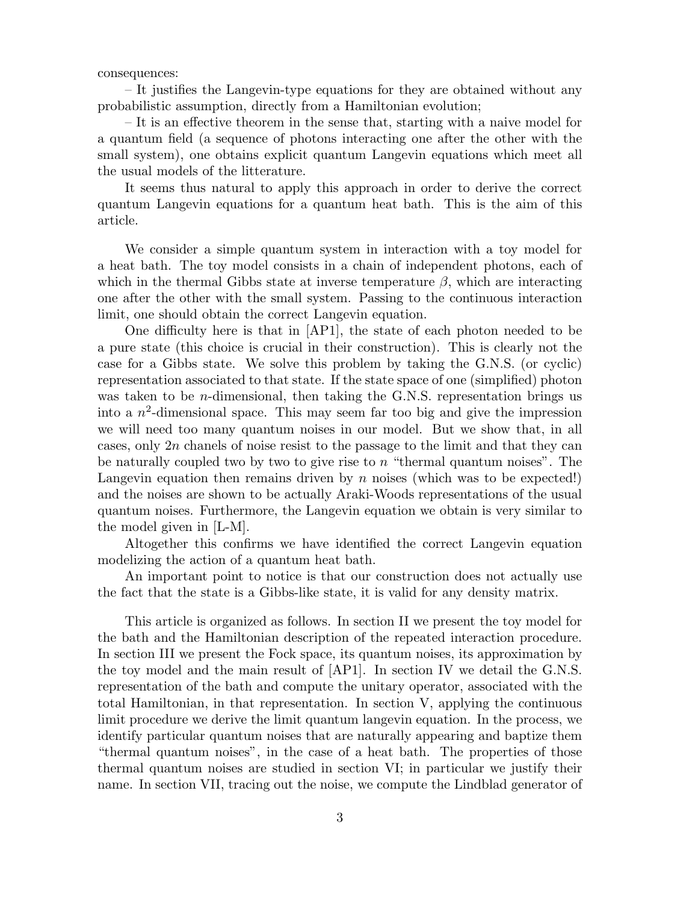consequences:

– It justifies the Langevin-type equations for they are obtained without any probabilistic assumption, directly from a Hamiltonian evolution;

– It is an effective theorem in the sense that, starting with a naive model for a quantum field (a sequence of photons interacting one after the other with the small system), one obtains explicit quantum Langevin equations which meet all the usual models of the litterature.

It seems thus natural to apply this approach in order to derive the correct quantum Langevin equations for a quantum heat bath. This is the aim of this article.

We consider a simple quantum system in interaction with a toy model for a heat bath. The toy model consists in a chain of independent photons, each of which in the thermal Gibbs state at inverse temperature $\beta$, which are interacting one after the other with the small system. Passing to the continuous interaction limit, one should obtain the correct Langevin equation.

One difficulty here is that in [AP1], the state of each photon needed to be a pure state (this choice is crucial in their construction). This is clearly not the case for a Gibbs state. We solve this problem by taking the G.N.S. (or cyclic) representation associated to that state. If the state space of one (simplified) photon was taken to be $n$-dimensional, then taking the G.N.S. representation brings us into a $n^2$-dimensional space. This may seem far too big and give the impression we will need too many quantum noises in our model. But we show that, in all cases, only $2n$ chanels of noise resist to the passage to the limit and that they can be naturally coupled two by two to give rise to $n$ "thermal quantum noises". The Langevin equation then remains driven by $n$ noises (which was to be expected!) and the noises are shown to be actually Araki-Woods representations of the usual quantum noises. Furthermore, the Langevin equation we obtain is very similar to the model given in [L-M].

Altogether this confirms we have identified the correct Langevin equation modelizing the action of a quantum heat bath.

An important point to notice is that our construction does not actually use the fact that the state is a Gibbs-like state, it is valid for any density matrix.

This article is organized as follows. In section II we present the toy model for the bath and the Hamiltonian description of the repeated interaction procedure. In section III we present the Fock space, its quantum noises, its approximation by the toy model and the main result of [AP1]. In section IV we detail the G.N.S. representation of the bath and compute the unitary operator, associated with the total Hamiltonian, in that representation. In section V, applying the continuous limit procedure we derive the limit quantum langevin equation. In the process, we identify particular quantum noises that are naturally appearing and baptize them "thermal quantum noises", in the case of a heat bath. The properties of those thermal quantum noises are studied in section VI; in particular we justify their name. In section VII, tracing out the noise, we compute the Lindblad generator of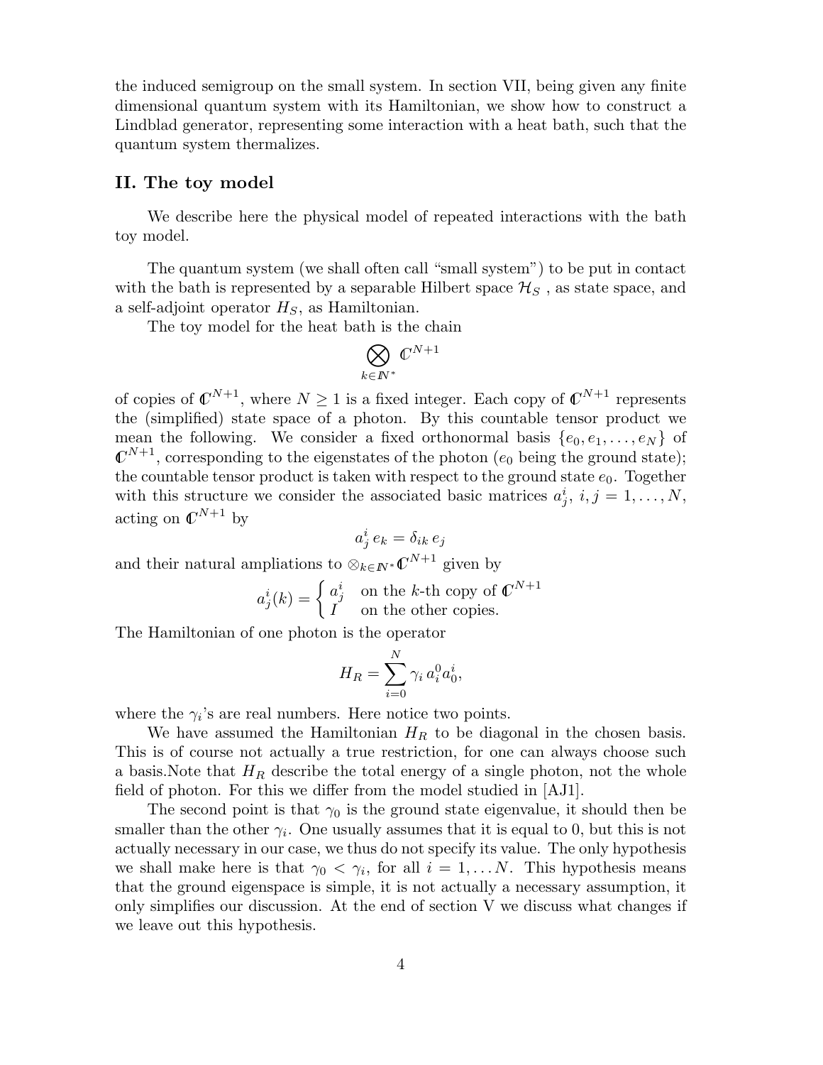the induced semigroup on the small system. In section VII, being given any finite dimensional quantum system with its Hamiltonian, we show how to construct a Lindblad generator, representing some interaction with a heat bath, such that the quantum system thermalizes.

## II. The toy model

We describe here the physical model of repeated interactions with the bath toy model.

The quantum system (we shall often call "small system") to be put in contact with the bath is represented by a separable Hilbert space $\mathcal{H}_S$ , as state space, and a self-adjoint operator $H_S$, as Hamiltonian.

The toy model for the heat bath is the chain

$$\bigotimes_{k\in\mathbb{N}^*} \mathbb{C}^{N+1}$$

of copies of $\mathbb{C}^{N+1}$, where $N \geq 1$ is a fixed integer. Each copy of $\mathbb{C}^{N+1}$ represents the (simplified) state space of a photon. By this countable tensor product we mean the following. We consider a fixed orthonormal basis $\{e_0, e_1, \ldots, e_N\}$ of $\mathbb{C}^{N+1}$, corresponding to the eigenstates of the photon ($e_0$ being the ground state); the countable tensor product is taken with respect to the ground state $e_0$. Together with this structure we consider the associated basic matrices $a^i_j$, $i, j = 1, \ldots, N$, acting on $\mathbb{C}^{N+1}$ by

$$a^i_j\, e_k = \delta_{ik}\, e_j$$

and their natural ampliations to $\otimes_{k\in\mathbb{N}^*}\mathbb{C}^{N+1}$ given by

$$a^i_j(k) = \begin{cases} a^i_j & \text{on the } k\text{-th copy of } \mathbb{C}^{N+1} \\ I & \text{on the other copies.} \end{cases}$$

The Hamiltonian of one photon is the operator

$$H_R = \sum_{i=0}^{N} \gamma_i\, a^0_i a^i_0,$$

where the $\gamma_i$'s are real numbers. Here notice two points.

We have assumed the Hamiltonian $H_R$ to be diagonal in the chosen basis. This is of course not actually a true restriction, for one can always choose such a basis.Note that $H_R$ describe the total energy of a single photon, not the whole field of photon. For this we differ from the model studied in [AJ1].

The second point is that $\gamma_0$ is the ground state eigenvalue, it should then be smaller than the other $\gamma_i$. One usually assumes that it is equal to 0, but this is not actually necessary in our case, we thus do not specify its value. The only hypothesis we shall make here is that $\gamma_0 < \gamma_i$, for all $i = 1, \ldots N$. This hypothesis means that the ground eigenspace is simple, it is not actually a necessary assumption, it only simplifies our discussion. At the end of section V we discuss what changes if we leave out this hypothesis.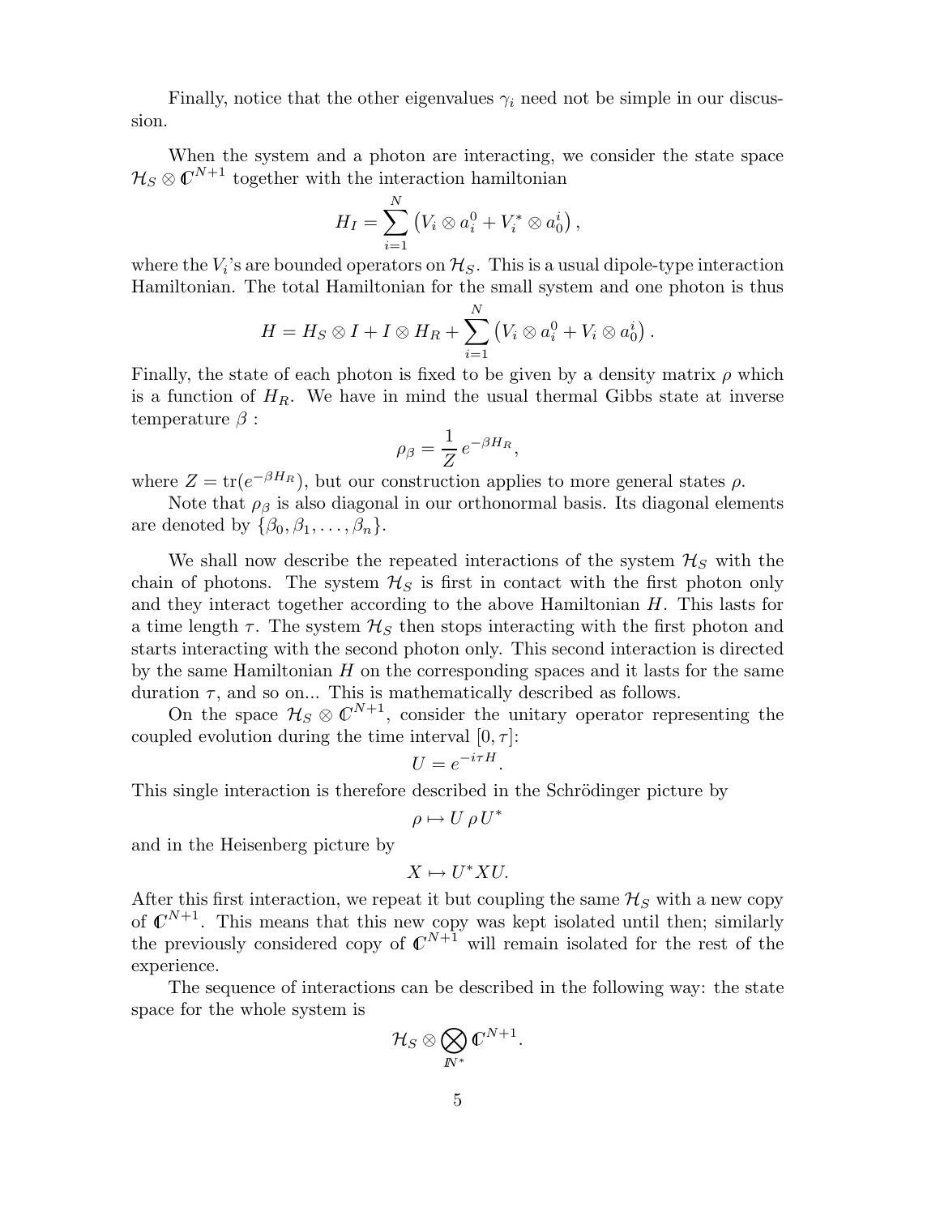Finally, notice that the other eigenvalues $\gamma_i$ need not be simple in our discussion.

When the system and a photon are interacting, we consider the state space $\mathcal{H}_S \otimes \mathbb{C}^{N+1}$ together with the interaction hamiltonian

$$H_I = \sum_{i=1}^{N} \left( V_i \otimes a_i^0 + V_i^* \otimes a_0^i \right),$$

where the $V_i$'s are bounded operators on $\mathcal{H}_S$. This is a usual dipole-type interaction Hamiltonian. The total Hamiltonian for the small system and one photon is thus

$$H = H_S \otimes I + I \otimes H_R + \sum_{i=1}^{N} \left( V_i \otimes a_i^0 + V_i \otimes a_0^i \right).$$

Finally, the state of each photon is fixed to be given by a density matrix $\rho$ which is a function of $H_R$. We have in mind the usual thermal Gibbs state at inverse temperature $\beta$ :

$$\rho_\beta = \frac{1}{Z}\, e^{-\beta H_R},$$

where $Z = \mathrm{tr}(e^{-\beta H_R})$, but our construction applies to more general states $\rho$.

Note that $\rho_\beta$ is also diagonal in our orthonormal basis. Its diagonal elements are denoted by $\{\beta_0, \beta_1, \ldots, \beta_n\}$.

We shall now describe the repeated interactions of the system $\mathcal{H}_S$ with the chain of photons. The system $\mathcal{H}_S$ is first in contact with the first photon only and they interact together according to the above Hamiltonian $H$. This lasts for a time length $\tau$. The system $\mathcal{H}_S$ then stops interacting with the first photon and starts interacting with the second photon only. This second interaction is directed by the same Hamiltonian $H$ on the corresponding spaces and it lasts for the same duration $\tau$, and so on... This is mathematically described as follows.

On the space $\mathcal{H}_S \otimes \mathbb{C}^{N+1}$, consider the unitary operator representing the coupled evolution during the time interval $[0, \tau]$:

$$U = e^{-i\tau H}.$$

This single interaction is therefore described in the Schrödinger picture by

$$\rho \mapsto U\, \rho\, U^*$$

and in the Heisenberg picture by

$$X \mapsto U^* X U.$$

After this first interaction, we repeat it but coupling the same $\mathcal{H}_S$ with a new copy of $\mathbb{C}^{N+1}$. This means that this new copy was kept isolated until then; similarly the previously considered copy of $\mathbb{C}^{N+1}$ will remain isolated for the rest of the experience.

The sequence of interactions can be described in the following way: the state space for the whole system is

$$\mathcal{H}_S \otimes \bigotimes_{\mathbb{N}^*} \mathbb{C}^{N+1}.$$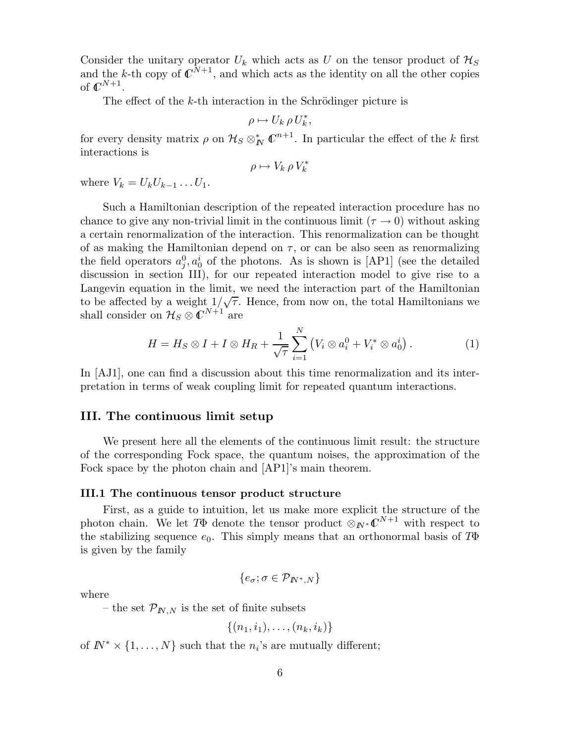Consider the unitary operator $U_k$ which acts as $U$ on the tensor product of $\mathcal{H}_S$ and the $k$-th copy of $\mathbb{C}^{N+1}$, and which acts as the identity on all the other copies of $\mathbb{C}^{N+1}$.

The effect of the $k$-th interaction in the Schrödinger picture is

$$\rho \mapsto U_k \, \rho \, U_k^*,$$

for every density matrix $\rho$ on $\mathcal{H}_S \otimes_{\mathbb{N}}^* \mathbb{C}^{n+1}$. In particular the effect of the $k$ first interactions is

$$\rho \mapsto V_k \, \rho \, V_k^*$$

where $V_k = U_k U_{k-1} \ldots U_1$.

Such a Hamiltonian description of the repeated interaction procedure has no chance to give any non-trivial limit in the continuous limit ($\tau \to 0$) without asking a certain renormalization of the interaction. This renormalization can be thought of as making the Hamiltonian depend on $\tau$, or can be also seen as renormalizing the field operators $a_j^0, a_0^i$ of the photons. As is shown is [AP1] (see the detailed discussion in section III), for our repeated interaction model to give rise to a Langevin equation in the limit, we need the interaction part of the Hamiltonian to be affected by a weight $1/\sqrt{\tau}$. Hence, from now on, the total Hamiltonians we shall consider on $\mathcal{H}_S \otimes \mathbb{C}^{N+1}$ are

$$H = H_S \otimes I + I \otimes H_R + \frac{1}{\sqrt{\tau}} \sum_{i=1}^{N} \left( V_i \otimes a_i^0 + V_i^* \otimes a_0^i \right). \tag{1}$$

In [AJ1], one can find a discussion about this time renormalization and its interpretation in terms of weak coupling limit for repeated quantum interactions.

## III. The continuous limit setup

We present here all the elements of the continuous limit result: the structure of the corresponding Fock space, the quantum noises, the approximation of the Fock space by the photon chain and [AP1]'s main theorem.

### III.1 The continuous tensor product structure

First, as a guide to intuition, let us make more explicit the structure of the photon chain. We let $T\Phi$ denote the tensor product $\otimes_{\mathbb{N}^*} \mathbb{C}^{N+1}$ with respect to the stabilizing sequence $e_0$. This simply means that an orthonormal basis of $T\Phi$ is given by the family

$$\{e_\sigma; \sigma \in \mathcal{P}_{\mathbb{N}^*,N}\}$$

where

– the set $\mathcal{P}_{\mathbb{N},N}$ is the set of finite subsets

$$\{(n_1, i_1), \ldots, (n_k, i_k)\}$$

of $\mathbb{N}^* \times \{1, \ldots, N\}$ such that the $n_i$'s are mutually different;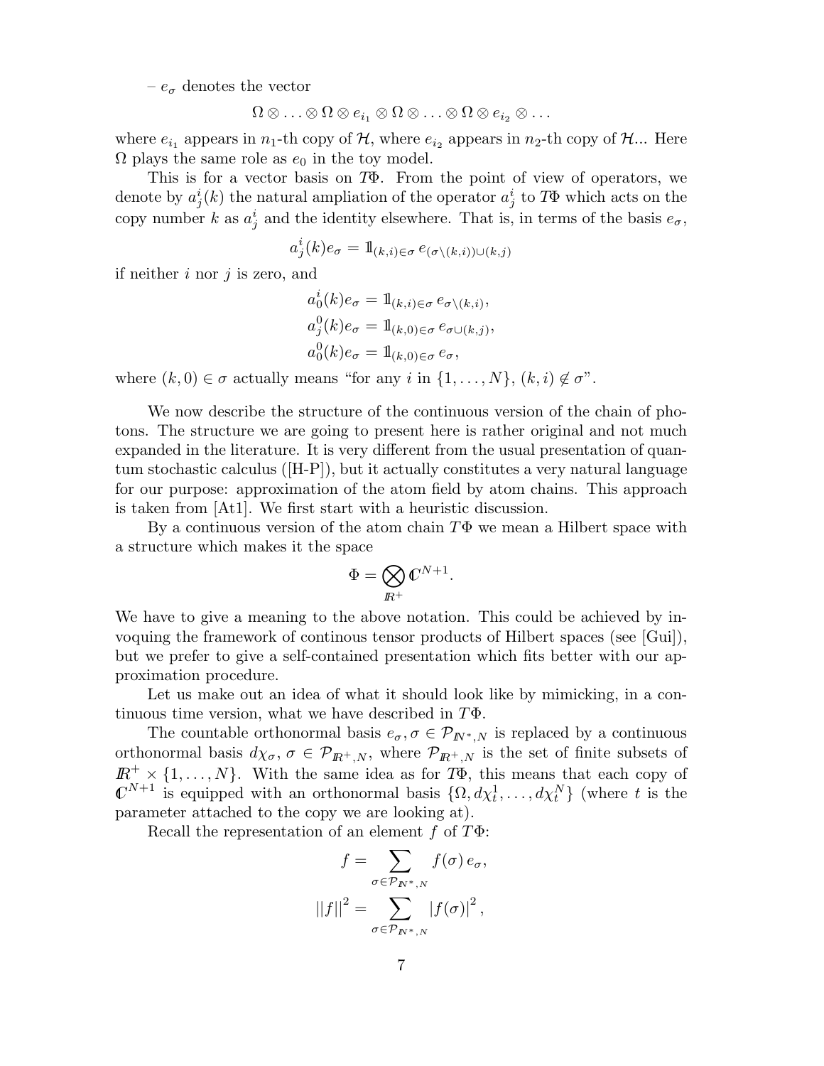– $e_\sigma$ denotes the vector

$$\Omega \otimes \ldots \otimes \Omega \otimes e_{i_1} \otimes \Omega \otimes \ldots \otimes \Omega \otimes e_{i_2} \otimes \ldots$$

where $e_{i_1}$ appears in $n_1$-th copy of $\mathcal{H}$, where $e_{i_2}$ appears in $n_2$-th copy of $\mathcal{H}$... Here $\Omega$ plays the same role as $e_0$ in the toy model.

This is for a vector basis on $T\Phi$. From the point of view of operators, we denote by $a^i_j(k)$ the natural ampliation of the operator $a^i_j$ to $T\Phi$ which acts on the copy number $k$ as $a^i_j$ and the identity elsewhere. That is, in terms of the basis $e_\sigma$,

$$a^i_j(k) e_\sigma = 1\!\!1_{(k,i)\in\sigma}\, e_{(\sigma\setminus(k,i))\cup(k,j)}$$

if neither $i$ nor $j$ is zero, and

$$\begin{aligned}
a^i_0(k) e_\sigma &= 1\!\!1_{(k,i)\in\sigma}\, e_{\sigma\setminus(k,i)},\\
a^0_j(k) e_\sigma &= 1\!\!1_{(k,0)\in\sigma}\, e_{\sigma\cup(k,j)},\\
a^0_0(k) e_\sigma &= 1\!\!1_{(k,0)\in\sigma}\, e_\sigma,
\end{aligned}$$

where $(k,0)\in\sigma$ actually means "for any $i$ in $\{1,\ldots,N\}$, $(k,i)\notin\sigma$".

We now describe the structure of the continuous version of the chain of photons. The structure we are going to present here is rather original and not much expanded in the literature. It is very different from the usual presentation of quantum stochastic calculus ([H-P]), but it actually constitutes a very natural language for our purpose: approximation of the atom field by atom chains. This approach is taken from [At1]. We first start with a heuristic discussion.

By a continuous version of the atom chain $T\Phi$ we mean a Hilbert space with a structure which makes it the space

$$\Phi = \bigotimes_{\mathbb{R}^+} \mathbb{C}^{N+1}.$$

We have to give a meaning to the above notation. This could be achieved by invoquing the framework of continous tensor products of Hilbert spaces (see [Gui]), but we prefer to give a self-contained presentation which fits better with our approximation procedure.

Let us make out an idea of what it should look like by mimicking, in a continuous time version, what we have described in $T\Phi$.

The countable orthonormal basis $e_\sigma, \sigma\in\mathcal{P}_{\mathbb{N}^*,N}$ is replaced by a continuous orthonormal basis $d\chi_\sigma$, $\sigma\in\mathcal{P}_{\mathbb{R}^+,N}$, where $\mathcal{P}_{\mathbb{R}^+,N}$ is the set of finite subsets of $\mathbb{R}^+\times\{1,\ldots,N\}$. With the same idea as for $T\Phi$, this means that each copy of $\mathbb{C}^{N+1}$ is equipped with an orthonormal basis $\{\Omega, d\chi^1_t,\ldots,d\chi^N_t\}$ (where $t$ is the parameter attached to the copy we are looking at).

Recall the representation of an element $f$ of $T\Phi$:

$$\begin{aligned}
f &= \sum_{\sigma\in\mathcal{P}_{\mathbb{N}^*,N}} f(\sigma)\, e_\sigma,\\
\|f\|^2 &= \sum_{\sigma\in\mathcal{P}_{\mathbb{N}^*,N}} |f(\sigma)|^2,
\end{aligned}$$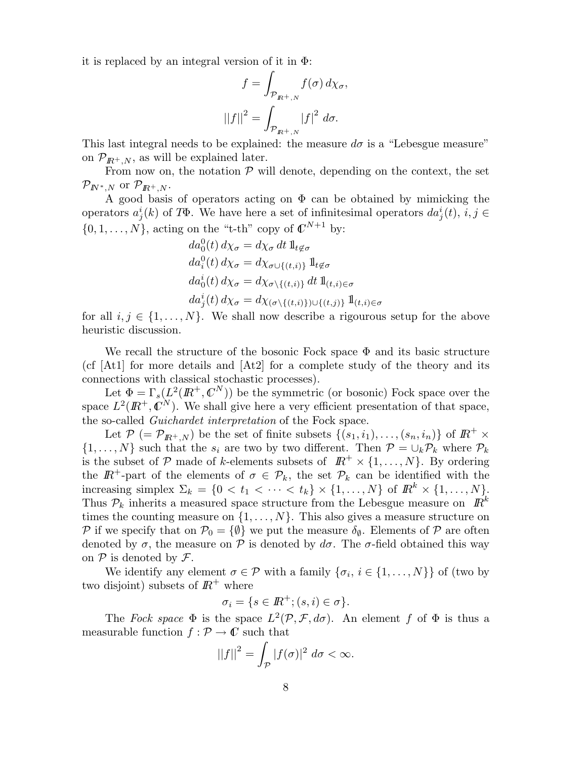it is replaced by an integral version of it in $\Phi$:

$$f = \int_{\mathcal{P}_{\mathbb{R}^+,N}} f(\sigma)\, d\chi_\sigma,$$

$$||f||^2 = \int_{\mathcal{P}_{\mathbb{R}^+,N}} |f|^2 \, d\sigma.$$

This last integral needs to be explained: the measure $d\sigma$ is a "Lebesgue measure" on $\mathcal{P}_{\mathbb{R}^+,N}$, as will be explained later.

From now on, the notation $\mathcal{P}$ will denote, depending on the context, the set $\mathcal{P}_{\mathbb{N}^*,N}$ or $\mathcal{P}_{\mathbb{R}^+,N}$.

A good basis of operators acting on $\Phi$ can be obtained by mimicking the operators $a^i_j(k)$ of $T\Phi$. We have here a set of infinitesimal operators $da^i_j(t)$, $i,j \in \{0,1,\dots,N\}$, acting on the "t-th" copy of $\mathbb{C}^{N+1}$ by:

$$\begin{aligned}
da^0_0(t)\, d\chi_\sigma &= d\chi_\sigma \, dt \, \mathbb{1}_{t \notin \sigma} \\
da^0_i(t)\, d\chi_\sigma &= d\chi_{\sigma \cup \{(t,i)\}} \, \mathbb{1}_{t \notin \sigma} \\
da^i_0(t)\, d\chi_\sigma &= d\chi_{\sigma \setminus \{(t,i)\}} \, dt \, \mathbb{1}_{(t,i) \in \sigma} \\
da^i_j(t)\, d\chi_\sigma &= d\chi_{(\sigma \setminus \{(t,i)\}) \cup \{(t,j)\}} \, \mathbb{1}_{(t,i) \in \sigma}
\end{aligned}$$

for all $i,j \in \{1,\dots,N\}$. We shall now describe a rigourous setup for the above heuristic discussion.

We recall the structure of the bosonic Fock space $\Phi$ and its basic structure (cf [At1] for more details and [At2] for a complete study of the theory and its connections with classical stochastic processes).

Let $\Phi = \Gamma_s(L^2(\mathbb{R}^+, \mathbb{C}^N))$ be the symmetric (or bosonic) Fock space over the space $L^2(\mathbb{R}^+, \mathbb{C}^N)$. We shall give here a very efficient presentation of that space, the so-called *Guichardet interpretation* of the Fock space.

Let $\mathcal{P}$ ($= \mathcal{P}_{\mathbb{R}^+,N}$) be the set of finite subsets $\{(s_1,i_1),\dots,(s_n,i_n)\}$ of $\mathbb{R}^+ \times \{1,\dots,N\}$ such that the $s_i$ are two by two different. Then $\mathcal{P} = \cup_k \mathcal{P}_k$ where $\mathcal{P}_k$ is the subset of $\mathcal{P}$ made of $k$-elements subsets of $\mathbb{R}^+ \times \{1,\dots,N\}$. By ordering the $\mathbb{R}^+$-part of the elements of $\sigma \in \mathcal{P}_k$, the set $\mathcal{P}_k$ can be identified with the increasing simplex $\Sigma_k = \{0 < t_1 < \cdots < t_k\} \times \{1,\dots,N\}$ of $\mathbb{R}^k \times \{1,\dots,N\}$. Thus $\mathcal{P}_k$ inherits a measured space structure from the Lebesgue measure on $\mathbb{R}^k$ times the counting measure on $\{1,\dots,N\}$. This also gives a measure structure on $\mathcal{P}$ if we specify that on $\mathcal{P}_0 = \{\emptyset\}$ we put the measure $\delta_\emptyset$. Elements of $\mathcal{P}$ are often denoted by $\sigma$, the measure on $\mathcal{P}$ is denoted by $d\sigma$. The $\sigma$-field obtained this way on $\mathcal{P}$ is denoted by $\mathcal{F}$.

We identify any element $\sigma \in \mathcal{P}$ with a family $\{\sigma_i,\, i \in \{1,\dots,N\}\}$ of (two by two disjoint) subsets of $\mathbb{R}^+$ where

$$\sigma_i = \{s \in \mathbb{R}^+ ; (s,i) \in \sigma\}.$$

The *Fock space* $\Phi$ is the space $L^2(\mathcal{P}, \mathcal{F}, d\sigma)$. An element $f$ of $\Phi$ is thus a measurable function $f : \mathcal{P} \to \mathbb{C}$ such that

$$||f||^2 = \int_{\mathcal{P}} |f(\sigma)|^2 \, d\sigma < \infty.$$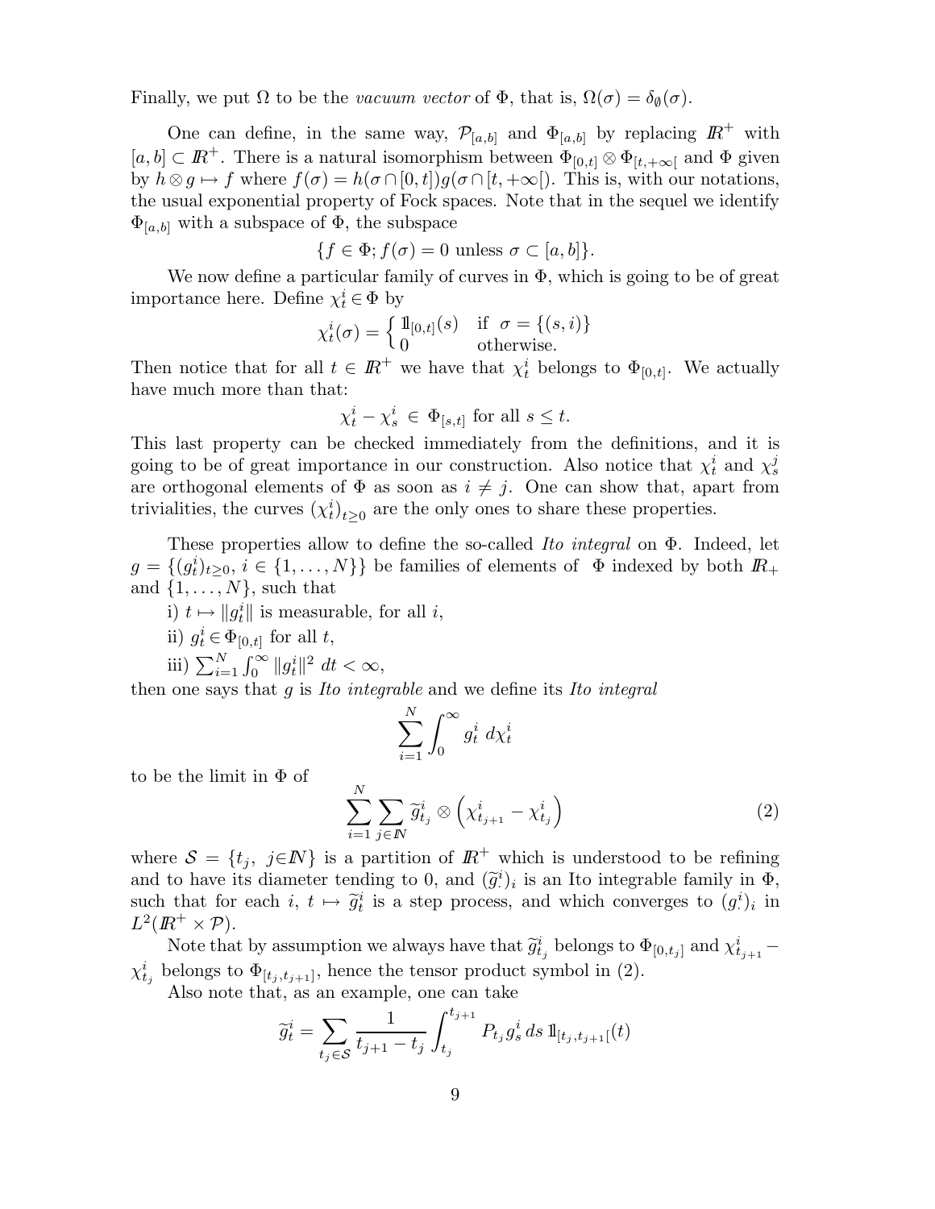Finally, we put $\Omega$ to be the *vacuum vector* of $\Phi$, that is, $\Omega(\sigma) = \delta_\emptyset(\sigma)$.

One can define, in the same way, $\mathcal{P}_{[a,b]}$ and $\Phi_{[a,b]}$ by replacing $\mathbb{R}^+$ with $[a,b] \subset \mathbb{R}^+$. There is a natural isomorphism between $\Phi_{[0,t]} \otimes \Phi_{[t,+\infty[}$ and $\Phi$ given by $h \otimes g \mapsto f$ where $f(\sigma) = h(\sigma \cap [0,t])g(\sigma \cap [t,+\infty[)$. This is, with our notations, the usual exponential property of Fock spaces. Note that in the sequel we identify $\Phi_{[a,b]}$ with a subspace of $\Phi$, the subspace

$$\{f \in \Phi; f(\sigma) = 0 \text{ unless } \sigma \subset [a,b]\}.$$

We now define a particular family of curves in $\Phi$, which is going to be of great importance here. Define $\chi_t^i \in \Phi$ by

$$\chi_t^i(\sigma) = \begin{cases} \mathbb{1}_{[0,t]}(s) & \text{if } \sigma = \{(s,i)\} \\ 0 & \text{otherwise.} \end{cases}$$

Then notice that for all $t \in \mathbb{R}^+$ we have that $\chi_t^i$ belongs to $\Phi_{[0,t]}$. We actually have much more than that:

$$\chi_t^i - \chi_s^i \in \Phi_{[s,t]} \text{ for all } s \leq t.$$

This last property can be checked immediately from the definitions, and it is going to be of great importance in our construction. Also notice that $\chi_t^i$ and $\chi_s^j$ are orthogonal elements of $\Phi$ as soon as $i \neq j$. One can show that, apart from trivialities, the curves $(\chi_t^i)_{t \geq 0}$ are the only ones to share these properties.

These properties allow to define the so-called *Ito integral* on $\Phi$. Indeed, let $g = \{(g_t^i)_{t\geq 0},\ i \in \{1,\ldots,N\}\}$ be families of elements of $\Phi$ indexed by both $\mathbb{R}_+$ and $\{1,\ldots,N\}$, such that

i) $t \mapsto \|g_t^i\|$ is measurable, for all $i$,

ii) $g_t^i \in \Phi_{[0,t]}$ for all $t$,

iii) $\sum_{i=1}^N \int_0^\infty \|g_t^i\|^2 \, dt < \infty$,

then one says that $g$ is *Ito integrable* and we define its *Ito integral*

$$\sum_{i=1}^N \int_0^\infty g_t^i \, d\chi_t^i$$

to be the limit in $\Phi$ of

$$\sum_{i=1}^N \sum_{j\in\mathbb{N}} \widetilde{g}_{t_j}^i \otimes \left(\chi_{t_{j+1}}^i - \chi_{t_j}^i\right) \tag{2}$$

where $\mathcal{S} = \{t_j,\ j\in\mathbb{N}\}$ is a partition of $\mathbb{R}^+$ which is understood to be refining and to have its diameter tending to 0, and $(\widetilde{g}_\cdot^i)_i$ is an Ito integrable family in $\Phi$, such that for each $i$, $t \mapsto \widetilde{g}_t^i$ is a step process, and which converges to $(g_\cdot^i)_i$ in $L^2(\mathbb{R}^+ \times \mathcal{P})$.

Note that by assumption we always have that $\widetilde{g}_{t_j}^i$ belongs to $\Phi_{[0,t_j]}$ and $\chi_{t_{j+1}}^i - \chi_{t_j}^i$ belongs to $\Phi_{[t_j,t_{j+1}]}$, hence the tensor product symbol in (2).

Also note that, as an example, one can take

$$\widetilde{g}_t^i = \sum_{t_j \in \mathcal{S}} \frac{1}{t_{j+1} - t_j} \int_{t_j}^{t_{j+1}} P_{t_j} g_s^i \, ds \, \mathbb{1}_{[t_j,t_{j+1}[}(t)$$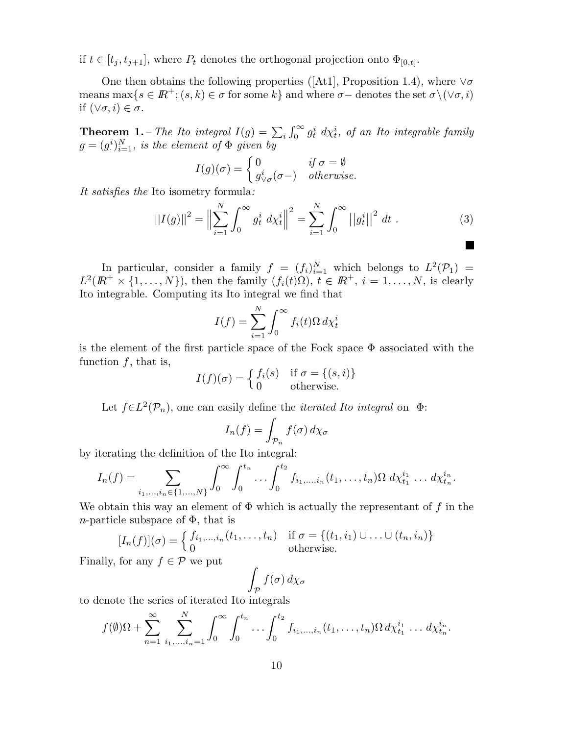if $t \in [t_j, t_{j+1}]$, where $P_t$ denotes the orthogonal projection onto $\Phi_{[0,t]}$.

One then obtains the following properties ([At1], Proposition 1.4), where $\vee\sigma$ means $\max\{s \in I\!R^+; (s,k) \in \sigma \text{ for some } k\}$ and where $\sigma-$ denotes the set $\sigma \setminus (\vee\sigma, i)$ if $(\vee\sigma, i) \in \sigma$.

**Theorem 1.** – *The Ito integral $I(g) = \sum_i \int_0^\infty g_t^i \, d\chi_t^i$, of an Ito integrable family $g = (g_\cdot^i)_{i=1}^N$, is the element of $\Phi$ given by*

$$
I(g)(\sigma) = \begin{cases} 0 & \text{if } \sigma = \emptyset \\ g^i_{\vee\sigma}(\sigma-) & \text{otherwise.} \end{cases}
$$

*It satisfies the* Ito isometry formula*:*

$$
||I(g)||^2 = \Big\| \sum_{i=1}^N \int_0^\infty g_t^i \, d\chi_t^i \Big\|^2 = \sum_{i=1}^N \int_0^\infty ||g_t^i||^2 \, dt \; . \tag{3}
$$

■

In particular, consider a family $f = (f_i)_{i=1}^N$ which belongs to $L^2(\mathcal{P}_1) = L^2(I\!R^+ \times \{1, \ldots, N\})$, then the family $(f_i(t)\Omega)$, $t \in I\!R^+$, $i = 1, \ldots, N$, is clearly Ito integrable. Computing its Ito integral we find that

$$
I(f) = \sum_{i=1}^N \int_0^\infty f_i(t)\Omega \, d\chi_t^i
$$

is the element of the first particle space of the Fock space $\Phi$ associated with the function $f$, that is,

$$
I(f)(\sigma) = \begin{cases} f_i(s) & \text{if } \sigma = \{(s,i)\} \\ 0 & \text{otherwise.} \end{cases}
$$

Let $f \in L^2(\mathcal{P}_n)$, one can easily define the *iterated Ito integral* on $\Phi$:

$$
I_n(f) = \int_{\mathcal{P}_n} f(\sigma) \, d\chi_\sigma
$$

by iterating the definition of the Ito integral:

$$
I_n(f) = \sum_{i_1, \ldots, i_n \in \{1, \ldots, N\}} \int_0^\infty \int_0^{t_n} \ldots \int_0^{t_2} f_{i_1, \ldots, i_n}(t_1, \ldots, t_n)\Omega \; d\chi_{t_1}^{i_1} \; \ldots \; d\chi_{t_n}^{i_n}.
$$

We obtain this way an element of $\Phi$ which is actually the representant of $f$ in the $n$-particle subspace of $\Phi$, that is

$$
[I_n(f)](\sigma) = \begin{cases} f_{i_1, \ldots, i_n}(t_1, \ldots, t_n) & \text{if } \sigma = \{(t_1, i_1) \cup \ldots \cup (t_n, i_n)\} \\ 0 & \text{otherwise.} \end{cases}
$$

Finally, for any $f \in \mathcal{P}$ we put

$$
\int_{\mathcal{P}} f(\sigma) \, d\chi_\sigma
$$

to denote the series of iterated Ito integrals

$$
f(\emptyset)\Omega + \sum_{n=1}^\infty \sum_{i_1, \ldots, i_n = 1}^N \int_0^\infty \int_0^{t_n} \ldots \int_0^{t_2} f_{i_1, \ldots, i_n}(t_1, \ldots, t_n)\Omega \, d\chi_{t_1}^{i_1} \; \ldots \; d\chi_{t_n}^{i_n}.
$$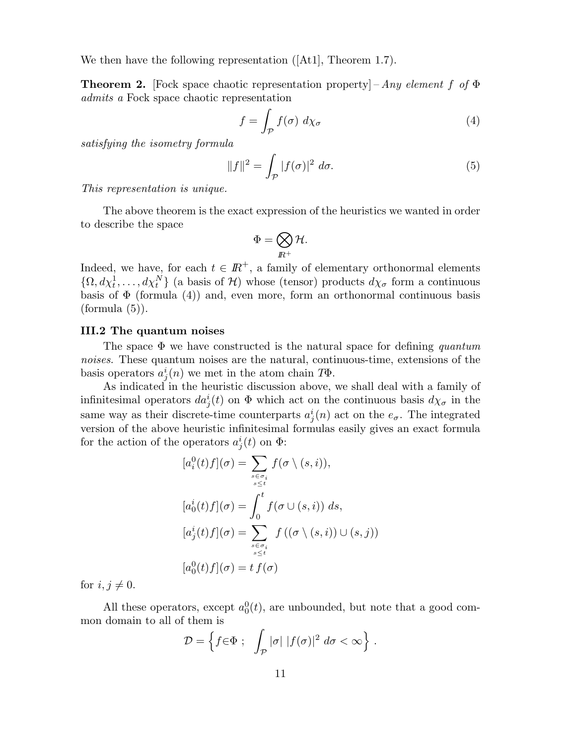We then have the following representation ([At1], Theorem 1.7).

**Theorem 2.** [Fock space chaotic representation property] – *Any element $f$ of $\Phi$ admits a* Fock space chaotic representation

$$f = \int_{\mathcal{P}} f(\sigma)\ d\chi_\sigma \tag{4}$$

*satisfying the isometry formula*

$$\|f\|^2 = \int_{\mathcal{P}} |f(\sigma)|^2\ d\sigma. \tag{5}$$

*This representation is unique.*

The above theorem is the exact expression of the heuristics we wanted in order to describe the space

$$\Phi = \bigotimes_{\mathbb{R}^+} \mathcal{H}.$$

Indeed, we have, for each $t \in \mathbb{R}^+$, a family of elementary orthonormal elements $\{\Omega, d\chi_t^1, \ldots, d\chi_t^N\}$ (a basis of $\mathcal{H}$) whose (tensor) products $d\chi_\sigma$ form a continuous basis of $\Phi$ (formula (4)) and, even more, form an orthonormal continuous basis (formula (5)).

### III.2 The quantum noises

The space $\Phi$ we have constructed is the natural space for defining *quantum noises*. These quantum noises are the natural, continuous-time, extensions of the basis operators $a^i_j(n)$ we met in the atom chain $T\Phi$.

As indicated in the heuristic discussion above, we shall deal with a family of infinitesimal operators $da^i_j(t)$ on $\Phi$ which act on the continuous basis $d\chi_\sigma$ in the same way as their discrete-time counterparts $a^i_j(n)$ act on the $e_\sigma$. The integrated version of the above heuristic infinitesimal formulas easily gives an exact formula for the action of the operators $a^i_j(t)$ on $\Phi$:

$$\begin{aligned}
[a^0_i(t)f](\sigma) &= \sum_{\substack{s\in\sigma_i \\ s\leq t}} f(\sigma \setminus (s,i)), \\
[a^i_0(t)f](\sigma) &= \int_0^t f(\sigma \cup (s,i))\ ds, \\
[a^i_j(t)f](\sigma) &= \sum_{\substack{s\in\sigma_i \\ s\leq t}} f\left((\sigma \setminus (s,i)) \cup (s,j)\right) \\
[a^0_0(t)f](\sigma) &= t\, f(\sigma)
\end{aligned}$$

for $i, j \neq 0$.

All these operators, except $a^0_0(t)$, are unbounded, but note that a good common domain to all of them is

$$\mathcal{D} = \left\{ f\in\Phi\ ;\ \int_{\mathcal{P}} |\sigma|\ |f(\sigma)|^2\ d\sigma < \infty \right\}.$$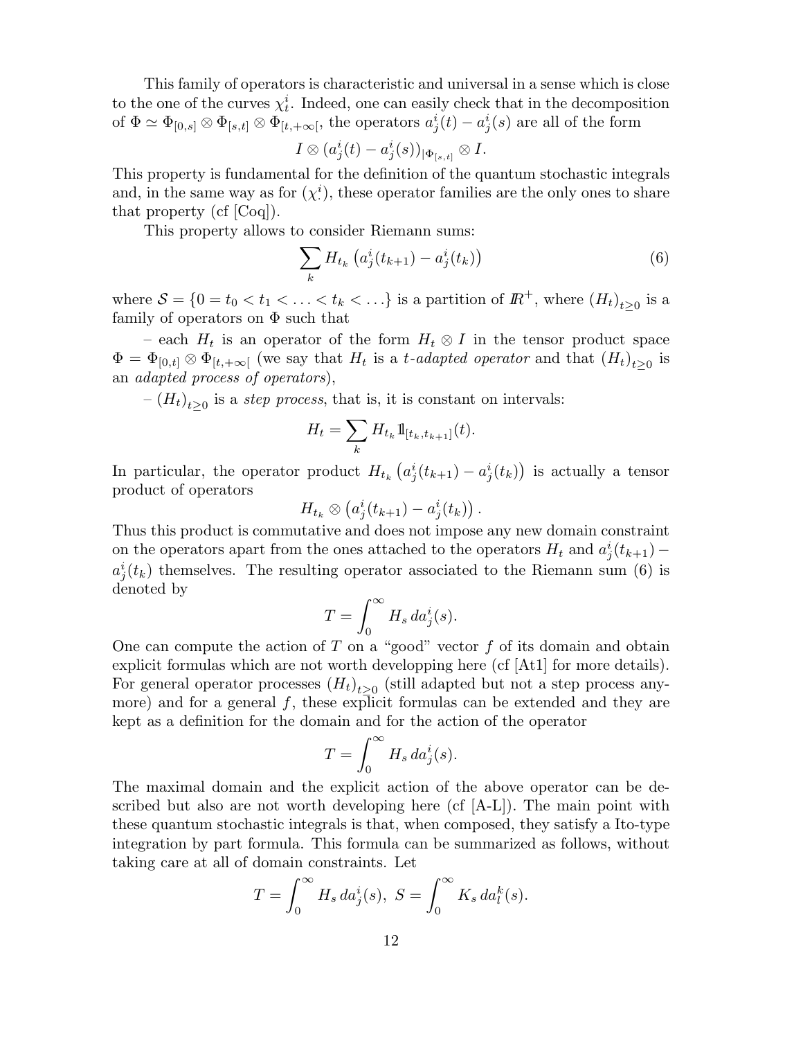This family of operators is characteristic and universal in a sense which is close to the one of the curves $\chi^i_t$. Indeed, one can easily check that in the decomposition of $\Phi \simeq \Phi_{[0,s]} \otimes \Phi_{[s,t]} \otimes \Phi_{[t,+\infty[}$, the operators $a^i_j(t) - a^i_j(s)$ are all of the form

$$I \otimes (a^i_j(t) - a^i_j(s))_{|\Phi_{[s,t]}} \otimes I.$$

This property is fundamental for the definition of the quantum stochastic integrals and, in the same way as for $(\chi^i_\cdot)$, these operator families are the only ones to share that property (cf [Coq]).

This property allows to consider Riemann sums:

$$\sum_k H_{t_k} \left( a^i_j(t_{k+1}) - a^i_j(t_k) \right) \tag{6}$$

where $\mathcal{S} = \{0 = t_0 < t_1 < \ldots < t_k < \ldots\}$ is a partition of $\mathbb{R}^+$, where $(H_t)_{t\geq 0}$ is a family of operators on $\Phi$ such that

– each $H_t$ is an operator of the form $H_t \otimes I$ in the tensor product space $\Phi = \Phi_{[0,t]} \otimes \Phi_{[t,+\infty[}$ (we say that $H_t$ is a *t-adapted operator* and that $(H_t)_{t\geq 0}$ is an *adapted process of operators*),

– $(H_t)_{t\geq 0}$ is a *step process*, that is, it is constant on intervals:

$$H_t = \sum_k H_{t_k} \mathbb{1}_{[t_k, t_{k+1}]}(t).$$

In particular, the operator product $H_{t_k} \left( a^i_j(t_{k+1}) - a^i_j(t_k) \right)$ is actually a tensor product of operators

$$H_{t_k} \otimes \left( a^i_j(t_{k+1}) - a^i_j(t_k) \right).$$

Thus this product is commutative and does not impose any new domain constraint on the operators apart from the ones attached to the operators $H_t$ and $a^i_j(t_{k+1}) - a^i_j(t_k)$ themselves. The resulting operator associated to the Riemann sum (6) is denoted by

$$T = \int_0^\infty H_s \, da^i_j(s).$$

One can compute the action of $T$ on a "good" vector $f$ of its domain and obtain explicit formulas which are not worth developping here (cf [At1] for more details). For general operator processes $(H_t)_{t\geq 0}$ (still adapted but not a step process anymore) and for a general $f$, these explicit formulas can be extended and they are kept as a definition for the domain and for the action of the operator

$$T = \int_0^\infty H_s \, da^i_j(s).$$

The maximal domain and the explicit action of the above operator can be described but also are not worth developing here (cf [A-L]). The main point with these quantum stochastic integrals is that, when composed, they satisfy a Ito-type integration by part formula. This formula can be summarized as follows, without taking care at all of domain constraints. Let

$$T = \int_0^\infty H_s \, da^i_j(s), \; S = \int_0^\infty K_s \, da^k_l(s).$$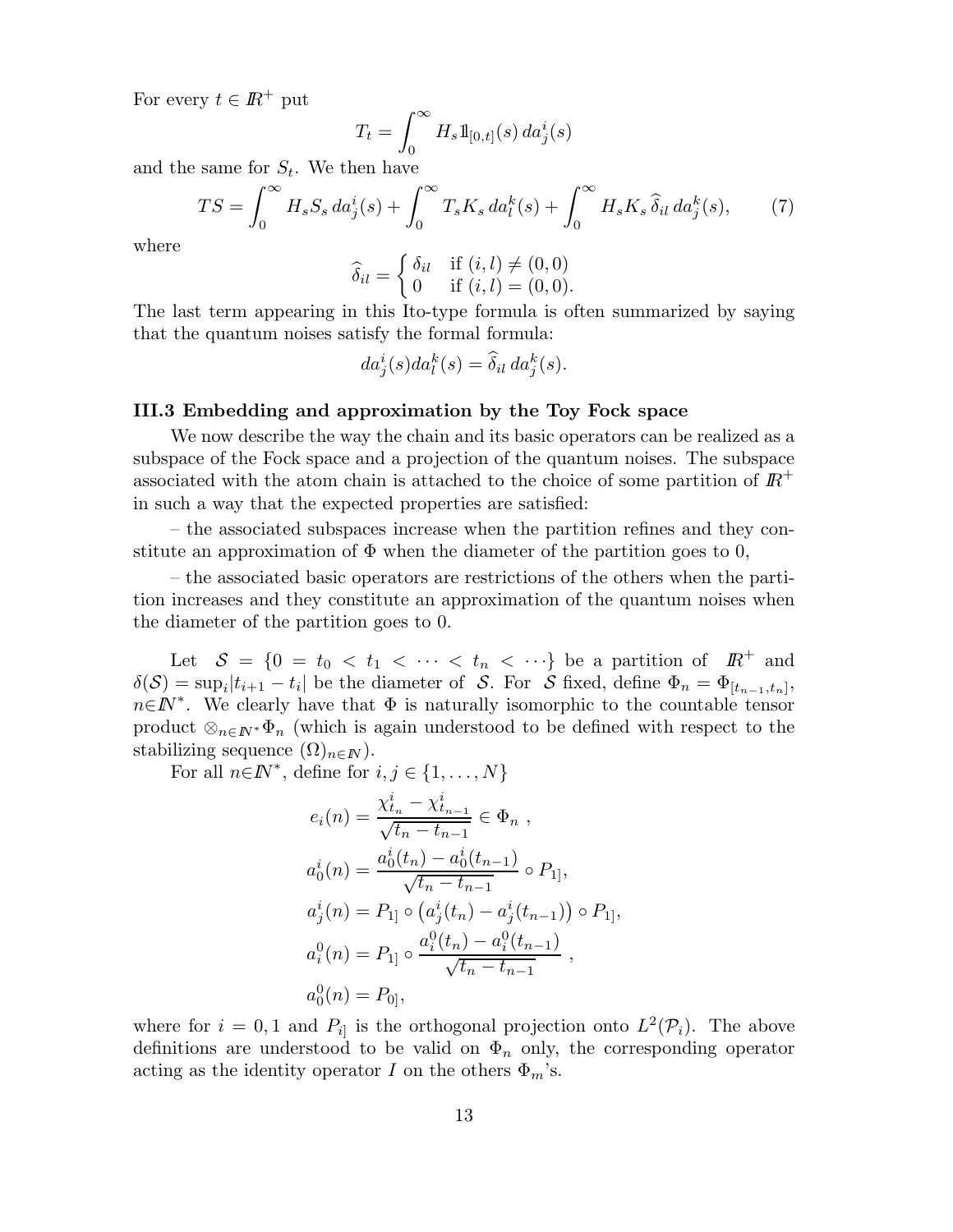For every $t \in \mathbb{R}^+$ put

$$T_t = \int_0^\infty H_s \mathbb{1}_{[0,t]}(s)\, da^i_j(s)$$

and the same for $S_t$. We then have

$$TS = \int_0^\infty H_s S_s \, da^i_j(s) + \int_0^\infty T_s K_s \, da^k_l(s) + \int_0^\infty H_s K_s \, \widehat{\delta}_{il} \, da^k_j(s), \tag{7}$$

where

$$\widehat{\delta}_{il} = \begin{cases} \delta_{il} & \text{if } (i,l) \neq (0,0) \\ 0 & \text{if } (i,l) = (0,0). \end{cases}$$

The last term appearing in this Ito-type formula is often summarized by saying that the quantum noises satisfy the formal formula:

$$da^i_j(s) da^k_l(s) = \widehat{\delta}_{il} \, da^k_j(s).$$

### III.3 Embedding and approximation by the Toy Fock space

We now describe the way the chain and its basic operators can be realized as a subspace of the Fock space and a projection of the quantum noises. The subspace associated with the atom chain is attached to the choice of some partition of $\mathbb{R}^+$ in such a way that the expected properties are satisfied:

– the associated subspaces increase when the partition refines and they constitute an approximation of $\Phi$ when the diameter of the partition goes to 0,

– the associated basic operators are restrictions of the others when the partition increases and they constitute an approximation of the quantum noises when the diameter of the partition goes to 0.

Let $\mathcal{S} = \{0 = t_0 < t_1 < \cdots < t_n < \cdots\}$ be a partition of $\mathbb{R}^+$ and $\delta(\mathcal{S}) = \sup_i |t_{i+1} - t_i|$ be the diameter of $\mathcal{S}$. For $\mathcal{S}$ fixed, define $\Phi_n = \Phi_{[t_{n-1}, t_n]}$, $n \in \mathbb{N}^*$. We clearly have that $\Phi$ is naturally isomorphic to the countable tensor product $\otimes_{n \in \mathbb{N}^*} \Phi_n$ (which is again understood to be defined with respect to the stabilizing sequence $(\Omega)_{n \in \mathbb{N}}$).

For all $n \in \mathbb{N}^*$, define for $i, j \in \{1, \ldots, N\}$

$$\begin{aligned}
e_i(n) &= \frac{\chi^i_{t_n} - \chi^i_{t_{n-1}}}{\sqrt{t_n - t_{n-1}}} \in \Phi_n \ , \\
a^i_0(n) &= \frac{a^i_0(t_n) - a^i_0(t_{n-1})}{\sqrt{t_n - t_{n-1}}} \circ P_{1]}, \\
a^i_j(n) &= P_{1]} \circ \left(a^i_j(t_n) - a^i_j(t_{n-1})\right) \circ P_{1]}, \\
a^0_i(n) &= P_{1]} \circ \frac{a^0_i(t_n) - a^0_i(t_{n-1})}{\sqrt{t_n - t_{n-1}}} \ , \\
a^0_0(n) &= P_{0]},
\end{aligned}$$

where for $i = 0, 1$ and $P_{i]}$ is the orthogonal projection onto $L^2(\mathcal{P}_i)$. The above definitions are understood to be valid on $\Phi_n$ only, the corresponding operator acting as the identity operator $I$ on the others $\Phi_m$'s.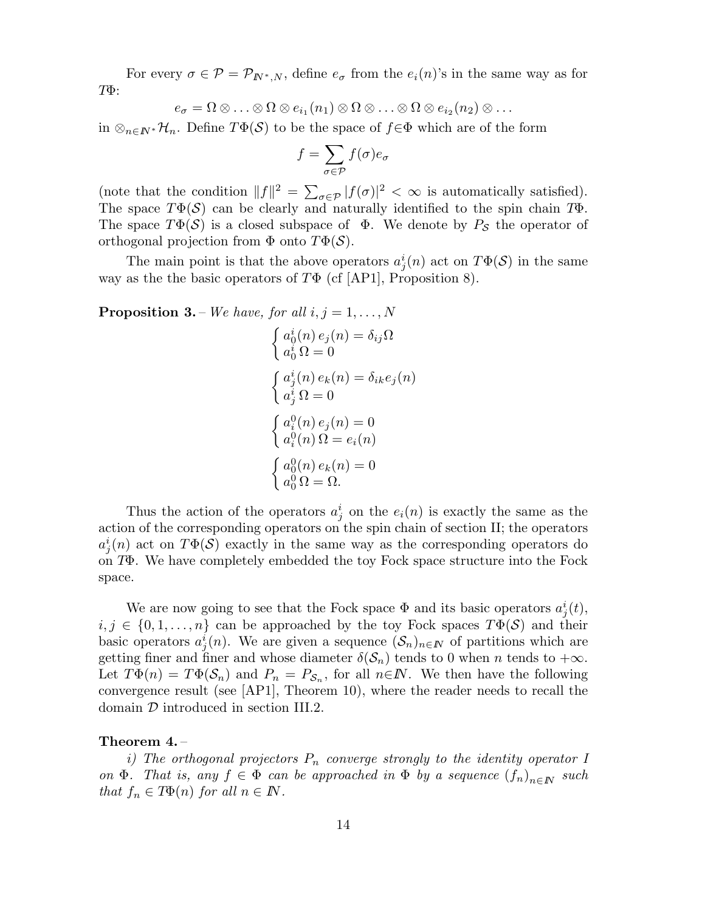For every $\sigma \in \mathcal{P} = \mathcal{P}_{\mathbb{N}^*,N}$, define $e_\sigma$ from the $e_i(n)$'s in the same way as for $T\Phi$:

$$e_\sigma = \Omega \otimes \ldots \otimes \Omega \otimes e_{i_1}(n_1) \otimes \Omega \otimes \ldots \otimes \Omega \otimes e_{i_2}(n_2) \otimes \ldots$$

in $\otimes_{n \in \mathbb{N}^*} \mathcal{H}_n$. Define $T\Phi(\mathcal{S})$ to be the space of $f \in \Phi$ which are of the form

$$f = \sum_{\sigma \in \mathcal{P}} f(\sigma) e_\sigma$$

(note that the condition $\|f\|^2 = \sum_{\sigma \in \mathcal{P}} |f(\sigma)|^2 < \infty$ is automatically satisfied). The space $T\Phi(\mathcal{S})$ can be clearly and naturally identified to the spin chain $T\Phi$. The space $T\Phi(\mathcal{S})$ is a closed subspace of $\Phi$. We denote by $P_\mathcal{S}$ the operator of orthogonal projection from $\Phi$ onto $T\Phi(\mathcal{S})$.

The main point is that the above operators $a^i_j(n)$ act on $T\Phi(\mathcal{S})$ in the same way as the the basic operators of $T\Phi$ (cf [AP1], Proposition 8).

**Proposition 3.** – *We have, for all $i, j = 1, \ldots, N$*

$$\begin{cases} a^i_0(n)\, e_j(n) = \delta_{ij}\Omega \\ a^i_0\, \Omega = 0 \end{cases}$$

$$\begin{cases} a^i_j(n)\, e_k(n) = \delta_{ik} e_j(n) \\ a^i_j\, \Omega = 0 \end{cases}$$

$$\begin{cases} a^0_i(n)\, e_j(n) = 0 \\ a^0_i(n)\, \Omega = e_i(n) \end{cases}$$

$$\begin{cases} a^0_0(n)\, e_k(n) = 0 \\ a^0_0\, \Omega = \Omega. \end{cases}$$

Thus the action of the operators $a^i_j$ on the $e_i(n)$ is exactly the same as the action of the corresponding operators on the spin chain of section II; the operators $a^i_j(n)$ act on $T\Phi(\mathcal{S})$ exactly in the same way as the corresponding operators do on $T\Phi$. We have completely embedded the toy Fock space structure into the Fock space.

We are now going to see that the Fock space $\Phi$ and its basic operators $a^i_j(t)$, $i, j \in \{0, 1, \ldots, n\}$ can be approached by the toy Fock spaces $T\Phi(\mathcal{S})$ and their basic operators $a^i_j(n)$. We are given a sequence $(\mathcal{S}_n)_{n \in \mathbb{N}}$ of partitions which are getting finer and finer and whose diameter $\delta(\mathcal{S}_n)$ tends to 0 when $n$ tends to $+\infty$. Let $T\Phi(n) = T\Phi(\mathcal{S}_n)$ and $P_n = P_{\mathcal{S}_n}$, for all $n \in \mathbb{N}$. We then have the following convergence result (see [AP1], Theorem 10), where the reader needs to recall the domain $\mathcal{D}$ introduced in section III.2.

**Theorem 4.** –

*i) The orthogonal projectors $P_n$ converge strongly to the identity operator $I$ on $\Phi$. That is, any $f \in \Phi$ can be approached in $\Phi$ by a sequence $(f_n)_{n \in \mathbb{N}}$ such that $f_n \in T\Phi(n)$ for all $n \in \mathbb{N}$.*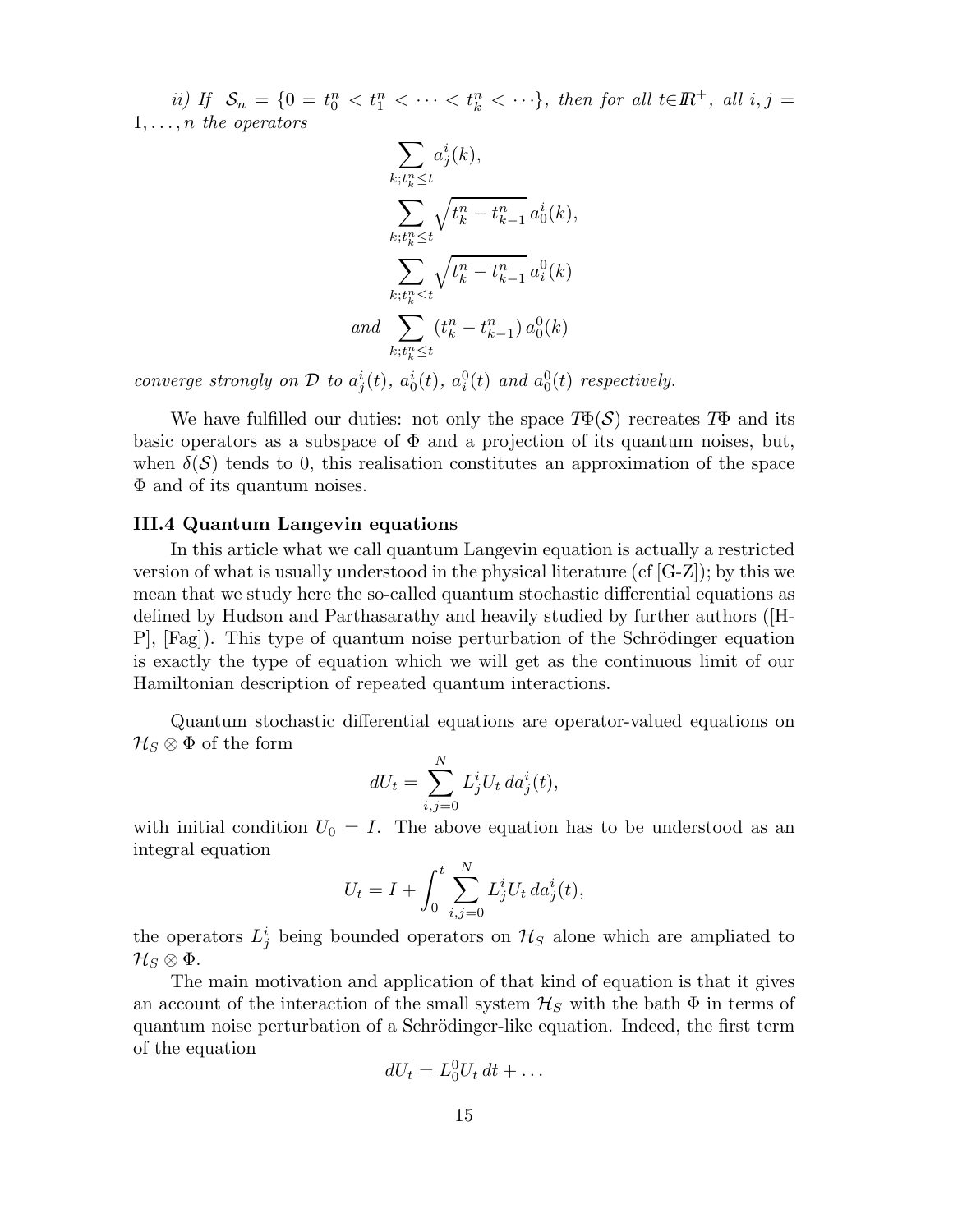*ii) If* $\mathcal{S}_n = \{0 = t_0^n < t_1^n < \cdots < t_k^n < \cdots\}$*, then for all* $t \in I\!R^+$*, all* $i, j = 1, \ldots, n$ *the operators*

$$
\begin{aligned}
&\sum_{k; t_k^n \leq t} a_j^i(k), \\
&\sum_{k; t_k^n \leq t} \sqrt{t_k^n - t_{k-1}^n}\, a_0^i(k), \\
&\sum_{k; t_k^n \leq t} \sqrt{t_k^n - t_{k-1}^n}\, a_i^0(k) \\
\text{and} \quad &\sum_{k; t_k^n \leq t} (t_k^n - t_{k-1}^n)\, a_0^0(k)
\end{aligned}
$$

*converge strongly on* $\mathcal{D}$ *to* $a_j^i(t)$*,* $a_0^i(t)$*,* $a_i^0(t)$ *and* $a_0^0(t)$ *respectively.*

We have fulfilled our duties: not only the space $T\Phi(\mathcal{S})$ recreates $T\Phi$ and its basic operators as a subspace of $\Phi$ and a projection of its quantum noises, but, when $\delta(\mathcal{S})$ tends to 0, this realisation constitutes an approximation of the space $\Phi$ and of its quantum noises.

### III.4 Quantum Langevin equations

In this article what we call quantum Langevin equation is actually a restricted version of what is usually understood in the physical literature (cf [G-Z]); by this we mean that we study here the so-called quantum stochastic differential equations as defined by Hudson and Parthasarathy and heavily studied by further authors ([H-P], [Fag]). This type of quantum noise perturbation of the Schrödinger equation is exactly the type of equation which we will get as the continuous limit of our Hamiltonian description of repeated quantum interactions.

Quantum stochastic differential equations are operator-valued equations on $\mathcal{H}_S \otimes \Phi$ of the form

$$
dU_t = \sum_{i,j=0}^{N} L_j^i U_t \, da_j^i(t),
$$

with initial condition $U_0 = I$. The above equation has to be understood as an integral equation

$$
U_t = I + \int_0^t \sum_{i,j=0}^{N} L_j^i U_t \, da_j^i(t),
$$

the operators $L_j^i$ being bounded operators on $\mathcal{H}_S$ alone which are ampliated to $\mathcal{H}_S \otimes \Phi$.

The main motivation and application of that kind of equation is that it gives an account of the interaction of the small system $\mathcal{H}_S$ with the bath $\Phi$ in terms of quantum noise perturbation of a Schrödinger-like equation. Indeed, the first term of the equation

$$
dU_t = L_0^0 U_t \, dt + \ldots
$$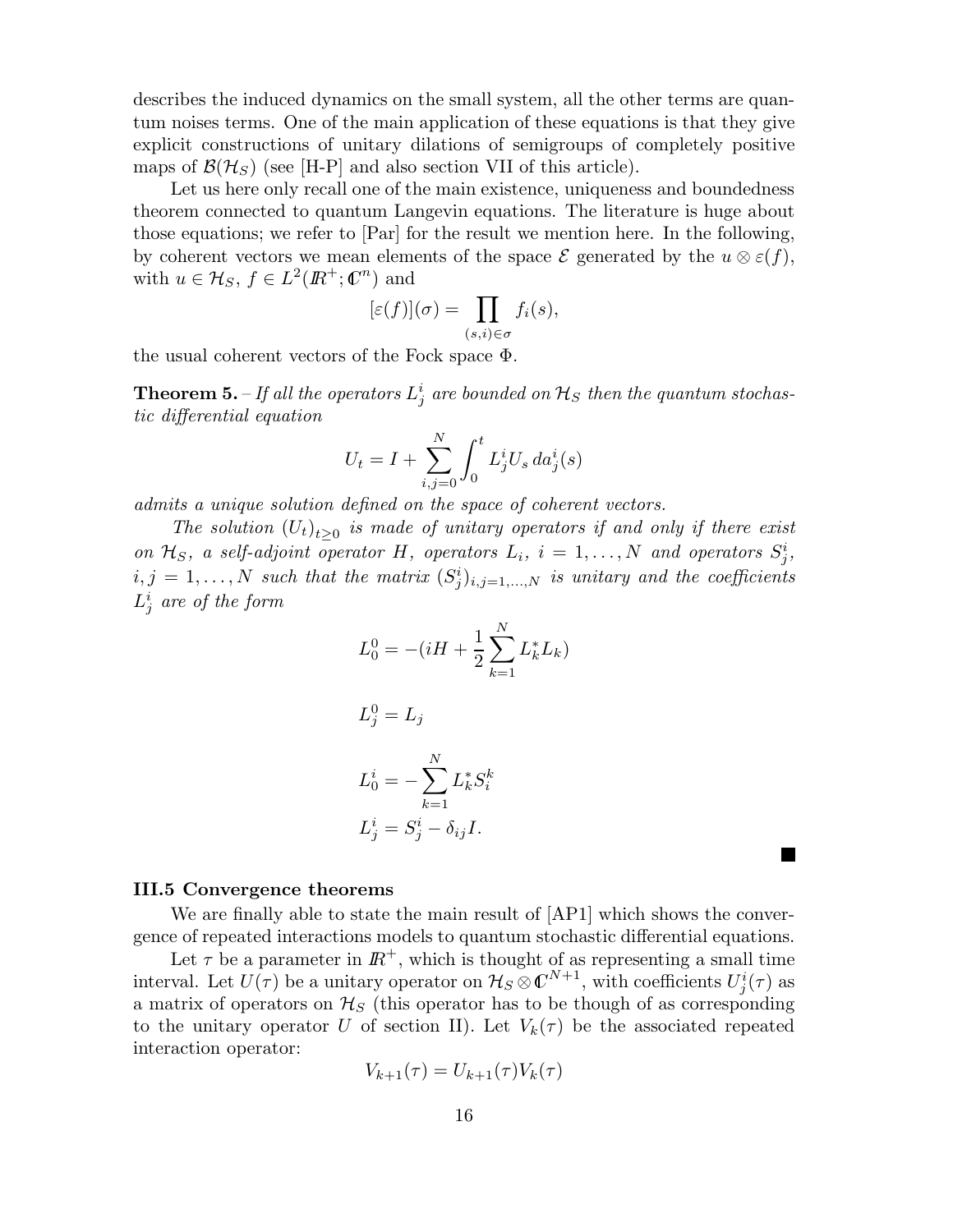describes the induced dynamics on the small system, all the other terms are quantum noises terms. One of the main application of these equations is that they give explicit constructions of unitary dilations of semigroups of completely positive maps of $\mathcal{B}(\mathcal{H}_S)$ (see [H-P] and also section VII of this article).

Let us here only recall one of the main existence, uniqueness and boundedness theorem connected to quantum Langevin equations. The literature is huge about those equations; we refer to [Par] for the result we mention here. In the following, by coherent vectors we mean elements of the space $\mathcal{E}$ generated by the $u \otimes \varepsilon(f)$, with $u \in \mathcal{H}_S$, $f \in L^2(\mathbb{R}^+; \mathbb{C}^n)$ and

$$[\varepsilon(f)](\sigma) = \prod_{(s,i)\in\sigma} f_i(s),$$

the usual coherent vectors of the Fock space $\Phi$.

**Theorem 5.** – *If all the operators $L^i_j$ are bounded on $\mathcal{H}_S$ then the quantum stochastic differential equation*

$$U_t = I + \sum_{i,j=0}^{N} \int_0^t L^i_j U_s \, da^i_j(s)$$

*admits a unique solution defined on the space of coherent vectors.*

*The solution $(U_t)_{t\geq 0}$ is made of unitary operators if and only if there exist on $\mathcal{H}_S$, a self-adjoint operator $H$, operators $L_i$, $i = 1, \ldots, N$ and operators $S^i_j$, $i,j = 1, \ldots, N$ such that the matrix $(S^i_j)_{i,j=1,\ldots,N}$ is unitary and the coefficients $L^i_j$ are of the form*

$$L^0_0 = -(iH + \frac{1}{2}\sum_{k=1}^{N} L^*_k L_k)$$

$$L^0_j = L_j$$

$$L^i_0 = -\sum_{k=1}^{N} L^*_k S^k_i$$

$$L^i_j = S^i_j - \delta_{ij} I.$$

■

### III.5 Convergence theorems

We are finally able to state the main result of [AP1] which shows the convergence of repeated interactions models to quantum stochastic differential equations.

Let $\tau$ be a parameter in $\mathbb{R}^+$, which is thought of as representing a small time interval. Let $U(\tau)$ be a unitary operator on $\mathcal{H}_S \otimes \mathbb{C}^{N+1}$, with coefficients $U^i_j(\tau)$ as a matrix of operators on $\mathcal{H}_S$ (this operator has to be though of as corresponding to the unitary operator $U$ of section II). Let $V_k(\tau)$ be the associated repeated interaction operator:

$$V_{k+1}(\tau) = U_{k+1}(\tau) V_k(\tau)$$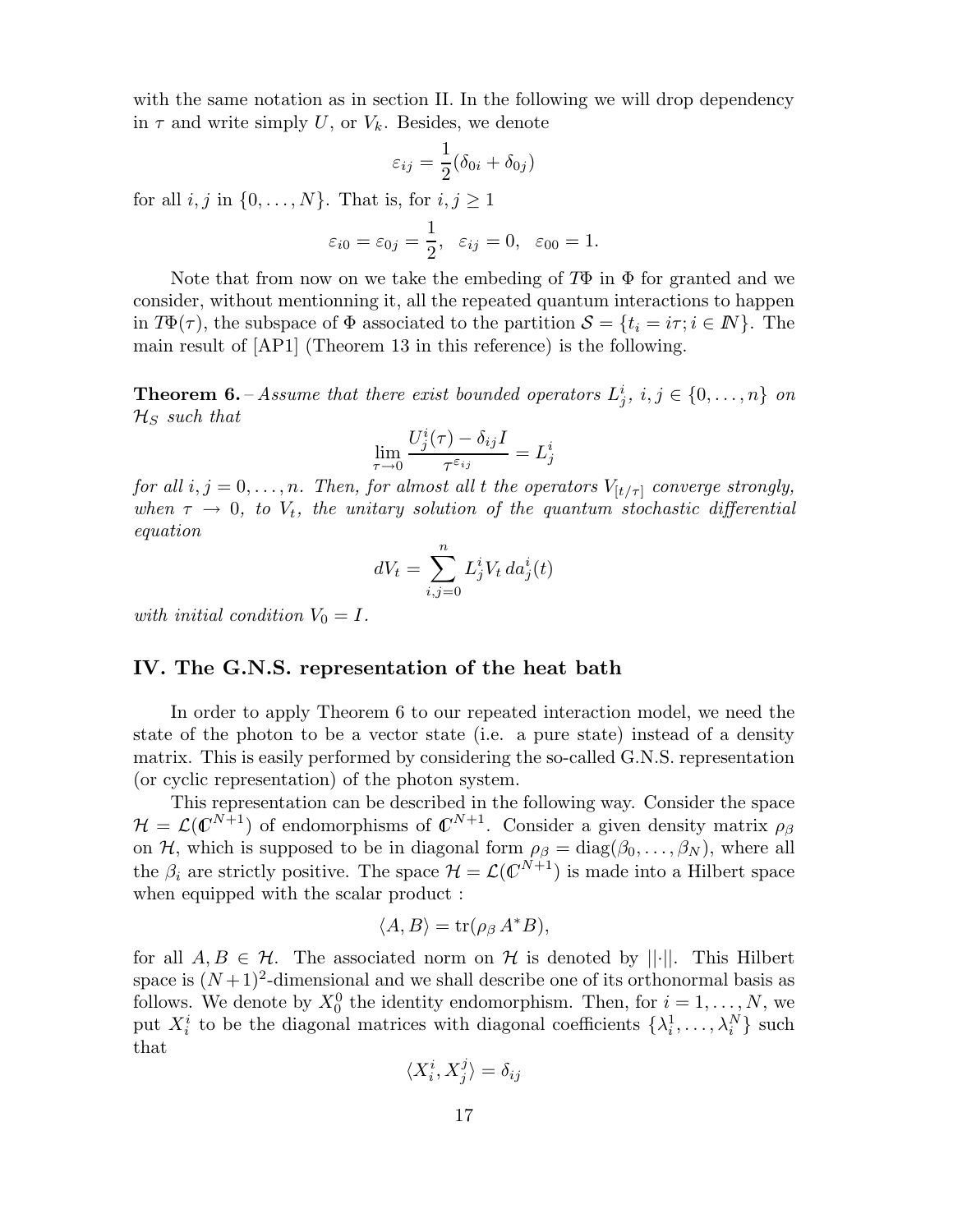with the same notation as in section II. In the following we will drop dependency in $\tau$ and write simply $U$, or $V_k$. Besides, we denote

$$\varepsilon_{ij} = \frac{1}{2}(\delta_{0i} + \delta_{0j})$$

for all $i, j$ in $\{0, \ldots, N\}$. That is, for $i, j \geq 1$

$$\varepsilon_{i0} = \varepsilon_{0j} = \frac{1}{2}, \quad \varepsilon_{ij} = 0, \quad \varepsilon_{00} = 1.$$

Note that from now on we take the embeding of $T\Phi$ in $\Phi$ for granted and we consider, without mentionning it, all the repeated quantum interactions to happen in $T\Phi(\tau)$, the subspace of $\Phi$ associated to the partition $\mathcal{S} = \{t_i = i\tau; i \in \mathbb{N}\}$. The main result of [AP1] (Theorem 13 in this reference) is the following.

**Theorem 6.** – *Assume that there exist bounded operators $L^i_j$, $i, j \in \{0, \ldots, n\}$ on $\mathcal{H}_S$ such that*

$$\lim_{\tau \to 0} \frac{U^i_j(\tau) - \delta_{ij} I}{\tau^{\varepsilon_{ij}}} = L^i_j$$

*for all $i, j = 0, \ldots, n$. Then, for almost all $t$ the operators $V_{[t/\tau]}$ converge strongly, when $\tau \to 0$, to $V_t$, the unitary solution of the quantum stochastic differential equation*

$$dV_t = \sum_{i,j=0}^{n} L^i_j V_t \, da^i_j(t)$$

*with initial condition $V_0 = I$.*

## IV. The G.N.S. representation of the heat bath

In order to apply Theorem 6 to our repeated interaction model, we need the state of the photon to be a vector state (i.e. a pure state) instead of a density matrix. This is easily performed by considering the so-called G.N.S. representation (or cyclic representation) of the photon system.

This representation can be described in the following way. Consider the space $\mathcal{H} = \mathcal{L}(\mathbb{C}^{N+1})$ of endomorphisms of $\mathbb{C}^{N+1}$. Consider a given density matrix $\rho_\beta$ on $\mathcal{H}$, which is supposed to be in diagonal form $\rho_\beta = \mathrm{diag}(\beta_0, \ldots, \beta_N)$, where all the $\beta_i$ are strictly positive. The space $\mathcal{H} = \mathcal{L}(\mathbb{C}^{N+1})$ is made into a Hilbert space when equipped with the scalar product :

$$\langle A, B \rangle = \mathrm{tr}(\rho_\beta \, A^* B),$$

for all $A, B \in \mathcal{H}$. The associated norm on $\mathcal{H}$ is denoted by $||\cdot||$. This Hilbert space is $(N+1)^2$-dimensional and we shall describe one of its orthonormal basis as follows. We denote by $X^0_0$ the identity endomorphism. Then, for $i = 1, \ldots, N$, we put $X^i_i$ to be the diagonal matrices with diagonal coefficients $\{\lambda^1_i, \ldots, \lambda^N_i\}$ such that

$$\langle X^i_i, X^j_j \rangle = \delta_{ij}$$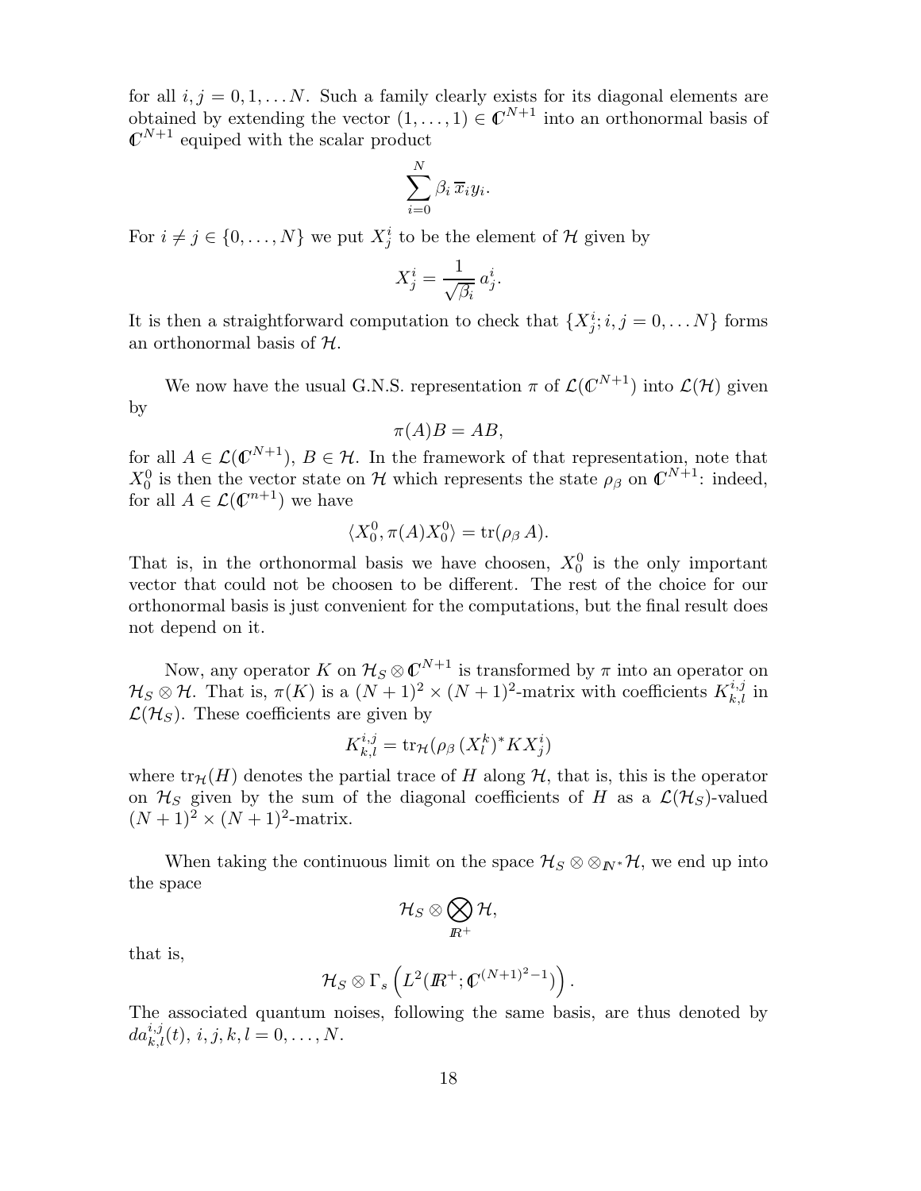for all $i, j = 0, 1, \dots N$. Such a family clearly exists for its diagonal elements are obtained by extending the vector $(1, \dots, 1) \in \mathbb{C}^{N+1}$ into an orthonormal basis of $\mathbb{C}^{N+1}$ equiped with the scalar product

$$\sum_{i=0}^{N} \beta_i \, \overline{x}_i y_i.$$

For $i \neq j \in \{0, \dots, N\}$ we put $X^i_j$ to be the element of $\mathcal{H}$ given by

$$X^i_j = \frac{1}{\sqrt{\beta_i}} \, a^i_j.$$

It is then a straightforward computation to check that $\{X^i_j; i, j = 0, \dots N\}$ forms an orthonormal basis of $\mathcal{H}$.

We now have the usual G.N.S. representation $\pi$ of $\mathcal{L}(\mathbb{C}^{N+1})$ into $\mathcal{L}(\mathcal{H})$ given by

$$\pi(A)B = AB,$$

for all $A \in \mathcal{L}(\mathbb{C}^{N+1})$, $B \in \mathcal{H}$. In the framework of that representation, note that $X^0_0$ is then the vector state on $\mathcal{H}$ which represents the state $\rho_\beta$ on $\mathbb{C}^{N+1}$: indeed, for all $A \in \mathcal{L}(\mathbb{C}^{n+1})$ we have

$$\langle X^0_0, \pi(A) X^0_0 \rangle = \mathrm{tr}(\rho_\beta \, A).$$

That is, in the orthonormal basis we have choosen, $X^0_0$ is the only important vector that could not be choosen to be different. The rest of the choice for our orthonormal basis is just convenient for the computations, but the final result does not depend on it.

Now, any operator $K$ on $\mathcal{H}_S \otimes \mathbb{C}^{N+1}$ is transformed by $\pi$ into an operator on $\mathcal{H}_S \otimes \mathcal{H}$. That is, $\pi(K)$ is a $(N+1)^2 \times (N+1)^2$-matrix with coefficients $K^{i,j}_{k,l}$ in $\mathcal{L}(\mathcal{H}_S)$. These coefficients are given by

$$K^{i,j}_{k,l} = \mathrm{tr}_{\mathcal{H}}(\rho_\beta \, (X^k_l)^* K X^i_j)$$

where $\mathrm{tr}_{\mathcal{H}}(H)$ denotes the partial trace of $H$ along $\mathcal{H}$, that is, this is the operator on $\mathcal{H}_S$ given by the sum of the diagonal coefficients of $H$ as a $\mathcal{L}(\mathcal{H}_S)$-valued $(N+1)^2 \times (N+1)^2$-matrix.

When taking the continuous limit on the space $\mathcal{H}_S \otimes \otimes_{\mathbb{N}^*} \mathcal{H}$, we end up into the space

$$\mathcal{H}_S \otimes \bigotimes_{\mathbb{R}^+} \mathcal{H},$$

that is,

$$\mathcal{H}_S \otimes \Gamma_s \left( L^2(\mathbb{R}^+; \mathbb{C}^{(N+1)^2 - 1}) \right).$$

The associated quantum noises, following the same basis, are thus denoted by $da^{i,j}_{k,l}(t)$, $i, j, k, l = 0, \dots, N$.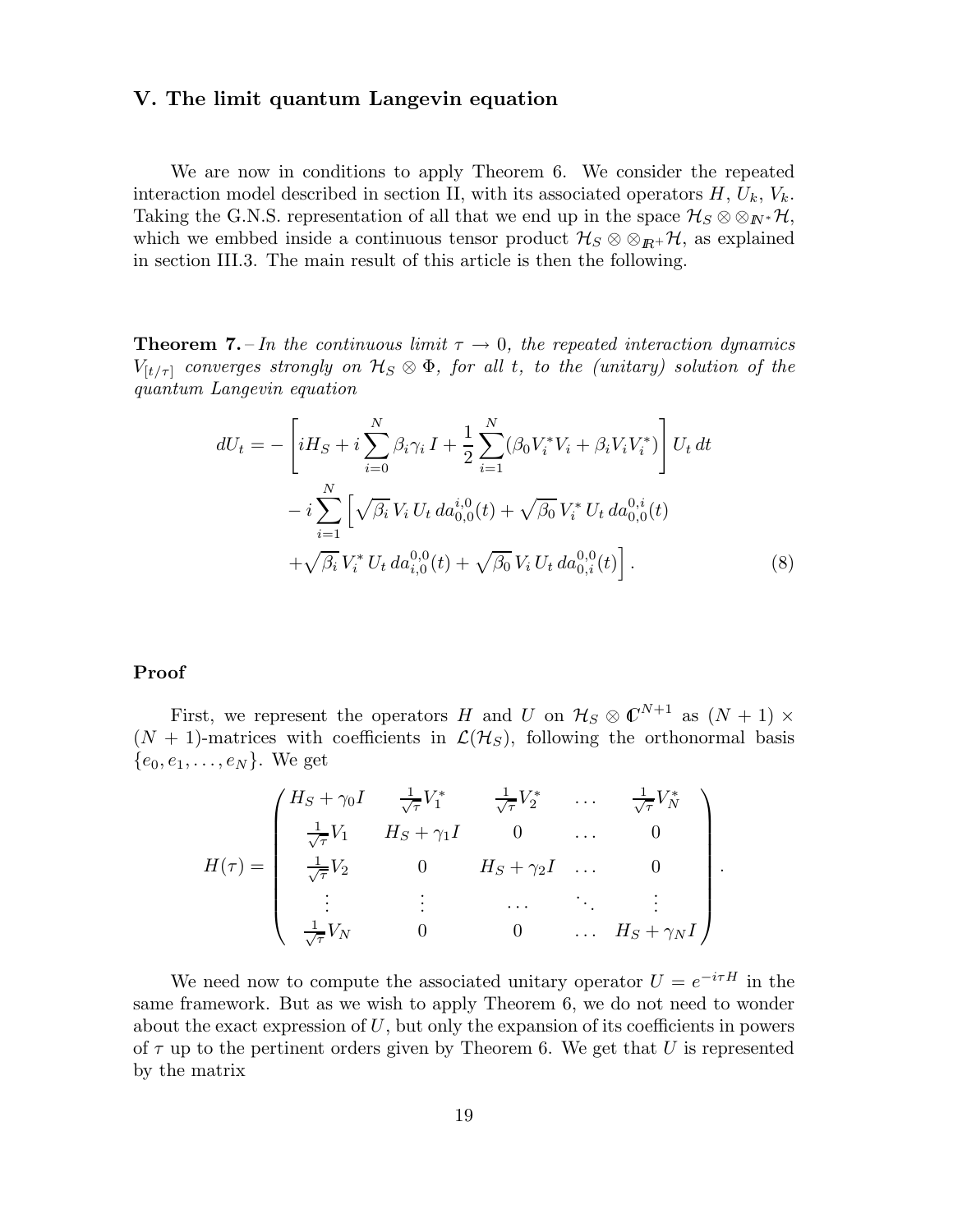## V. The limit quantum Langevin equation

We are now in conditions to apply Theorem 6. We consider the repeated interaction model described in section II, with its associated operators $H$, $U_k$, $V_k$. Taking the G.N.S. representation of all that we end up in the space $\mathcal{H}_S \otimes \otimes_{\mathbb{N}^*}\mathcal{H}$, which we embbed inside a continuous tensor product $\mathcal{H}_S \otimes \otimes_{\mathbb{R}^+}\mathcal{H}$, as explained in section III.3. The main result of this article is then the following.

**Theorem 7.** – *In the continuous limit $\tau \to 0$, the repeated interaction dynamics $V_{[t/\tau]}$ converges strongly on $\mathcal{H}_S \otimes \Phi$, for all $t$, to the (unitary) solution of the quantum Langevin equation*

$$
\begin{aligned}
dU_t = &-\left[iH_S + i\sum_{i=0}^{N} \beta_i \gamma_i\, I + \frac{1}{2}\sum_{i=1}^{N}(\beta_0 V_i^* V_i + \beta_i V_i V_i^*)\right] U_t\, dt \\
&- i\sum_{i=1}^{N}\Big[\sqrt{\beta_i}\, V_i\, U_t\, da_{0,0}^{i,0}(t) + \sqrt{\beta_0}\, V_i^*\, U_t\, da_{0,0}^{0,i}(t) \\
&+ \sqrt{\beta_i}\, V_i^*\, U_t\, da_{i,0}^{0,0}(t) + \sqrt{\beta_0}\, V_i\, U_t\, da_{0,i}^{0,0}(t)\Big]. \qquad (8)
\end{aligned}
$$

**Proof**

First, we represent the operators $H$ and $U$ on $\mathcal{H}_S \otimes \mathbb{C}^{N+1}$ as $(N+1)\times(N+1)$-matrices with coefficients in $\mathcal{L}(\mathcal{H}_S)$, following the orthonormal basis $\{e_0, e_1, \ldots, e_N\}$. We get

$$
H(\tau) = \begin{pmatrix}
H_S + \gamma_0 I & \frac{1}{\sqrt{\tau}}V_1^* & \frac{1}{\sqrt{\tau}}V_2^* & \ldots & \frac{1}{\sqrt{\tau}}V_N^* \\
\frac{1}{\sqrt{\tau}}V_1 & H_S + \gamma_1 I & 0 & \ldots & 0 \\
\frac{1}{\sqrt{\tau}}V_2 & 0 & H_S + \gamma_2 I & \ldots & 0 \\
\vdots & \vdots & \ldots & \ddots & \vdots \\
\frac{1}{\sqrt{\tau}}V_N & 0 & 0 & \ldots & H_S + \gamma_N I
\end{pmatrix}.
$$

We need now to compute the associated unitary operator $U = e^{-i\tau H}$ in the same framework. But as we wish to apply Theorem 6, we do not need to wonder about the exact expression of $U$, but only the expansion of its coefficients in powers of $\tau$ up to the pertinent orders given by Theorem 6. We get that $U$ is represented by the matrix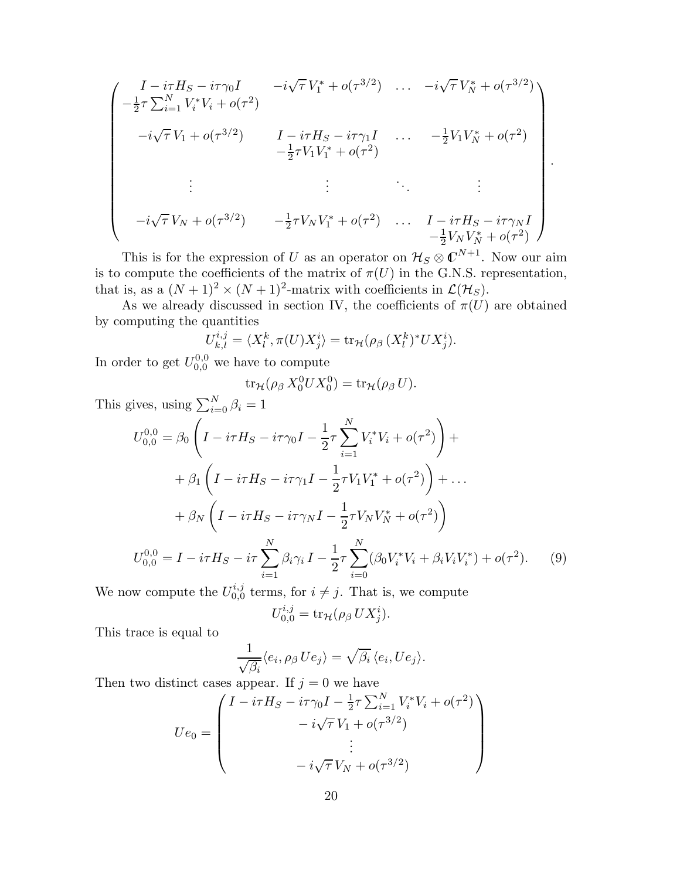$$
\begin{pmatrix}
I - i\tau H_S - i\tau\gamma_0 I & -i\sqrt{\tau}\, V_1^* + o(\tau^{3/2}) & \dots & -i\sqrt{\tau}\, V_N^* + o(\tau^{3/2}) \\
-\frac{1}{2}\tau \sum_{i=1}^N V_i^* V_i + o(\tau^2) & & & \\
-i\sqrt{\tau}\, V_1 + o(\tau^{3/2}) & I - i\tau H_S - i\tau\gamma_1 I & \dots & -\frac{1}{2} V_1 V_N^* + o(\tau^2) \\
& -\frac{1}{2}\tau V_1 V_1^* + o(\tau^2) & & \\
\vdots & \vdots & \ddots & \vdots \\
-i\sqrt{\tau}\, V_N + o(\tau^{3/2}) & -\frac{1}{2}\tau V_N V_1^* + o(\tau^2) & \dots & I - i\tau H_S - i\tau\gamma_N I \\
& & & -\frac{1}{2} V_N V_N^* + o(\tau^2)
\end{pmatrix}.
$$

This is for the expression of $U$ as an operator on $\mathcal{H}_S \otimes \mathbb{C}^{N+1}$. Now our aim is to compute the coefficients of the matrix of $\pi(U)$ in the G.N.S. representation, that is, as a $(N+1)^2 \times (N+1)^2$-matrix with coefficients in $\mathcal{L}(\mathcal{H}_S)$.

As we already discussed in section IV, the coefficients of $\pi(U)$ are obtained by computing the quantities

$$
U_{k,l}^{i,j} = \langle X_l^k, \pi(U) X_j^i \rangle = \operatorname{tr}_{\mathcal{H}}(\rho_\beta\, (X_l^k)^* U X_j^i).
$$

In order to get $U_{0,0}^{0,0}$ we have to compute

$$
\operatorname{tr}_{\mathcal{H}}(\rho_\beta\, X_0^0 U X_0^0) = \operatorname{tr}_{\mathcal{H}}(\rho_\beta\, U).
$$

This gives, using $\sum_{i=0}^N \beta_i = 1$

$$
\begin{aligned}
U_{0,0}^{0,0} &= \beta_0 \left( I - i\tau H_S - i\tau\gamma_0 I - \frac{1}{2}\tau \sum_{i=1}^N V_i^* V_i + o(\tau^2) \right) + \\
&\quad + \beta_1 \left( I - i\tau H_S - i\tau\gamma_1 I - \frac{1}{2}\tau V_1 V_1^* + o(\tau^2) \right) + \dots \\
&\quad + \beta_N \left( I - i\tau H_S - i\tau\gamma_N I - \frac{1}{2}\tau V_N V_N^* + o(\tau^2) \right)
\end{aligned}
$$

$$
U_{0,0}^{0,0} = I - i\tau H_S - i\tau \sum_{i=1}^N \beta_i\gamma_i\, I - \frac{1}{2}\tau \sum_{i=0}^N (\beta_0 V_i^* V_i + \beta_i V_i V_i^*) + o(\tau^2). \qquad (9)
$$

We now compute the $U_{0,0}^{i,j}$ terms, for $i \neq j$. That is, we compute

$$
U_{0,0}^{i,j} = \operatorname{tr}_{\mathcal{H}}(\rho_\beta\, U X_j^i).
$$

This trace is equal to

$$
\frac{1}{\sqrt{\beta_i}} \langle e_i, \rho_\beta\, U e_j \rangle = \sqrt{\beta_i}\, \langle e_i, U e_j \rangle.
$$

Then two distinct cases appear. If $j = 0$ we have

$$
U e_0 = \begin{pmatrix}
I - i\tau H_S - i\tau\gamma_0 I - \frac{1}{2}\tau \sum_{i=1}^N V_i^* V_i + o(\tau^2) \\
- i\sqrt{\tau}\, V_1 + o(\tau^{3/2}) \\
\vdots \\
- i\sqrt{\tau}\, V_N + o(\tau^{3/2})
\end{pmatrix}
$$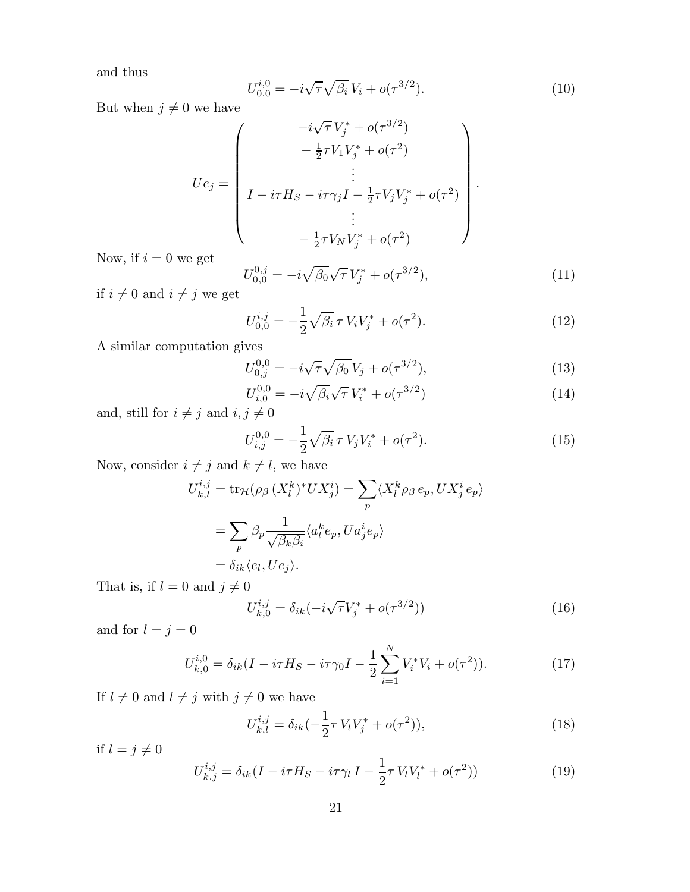and thus

$$U^{i,0}_{0,0} = -i\sqrt{\tau}\sqrt{\beta_i}\, V_i + o(\tau^{3/2}). \tag{10}$$

But when $j \neq 0$ we have

$$Ue_j = \begin{pmatrix} -i\sqrt{\tau}\, V_j^* + o(\tau^{3/2}) \\ -\frac{1}{2}\tau V_1 V_j^* + o(\tau^2) \\ \vdots \\ I - i\tau H_S - i\tau\gamma_j I - \frac{1}{2}\tau V_j V_j^* + o(\tau^2) \\ \vdots \\ -\frac{1}{2}\tau V_N V_j^* + o(\tau^2) \end{pmatrix}.$$

Now, if $i = 0$ we get

$$U^{0,j}_{0,0} = -i\sqrt{\beta_0}\sqrt{\tau}\, V_j^* + o(\tau^{3/2}), \tag{11}$$

if $i \neq 0$ and $i \neq j$ we get

$$U^{i,j}_{0,0} = -\frac{1}{2}\sqrt{\beta_i}\,\tau\, V_i V_j^* + o(\tau^2). \tag{12}$$

A similar computation gives

$$U^{0,0}_{0,j} = -i\sqrt{\tau}\sqrt{\beta_0}\, V_j + o(\tau^{3/2}), \tag{13}$$

$$U^{0,0}_{i,0} = -i\sqrt{\beta_i}\sqrt{\tau}\, V_i^* + o(\tau^{3/2}) \tag{14}$$

and, still for $i \neq j$ and $i, j \neq 0$

$$U^{0,0}_{i,j} = -\frac{1}{2}\sqrt{\beta_i}\,\tau\, V_j V_i^* + o(\tau^2). \tag{15}$$

Now, consider $i \neq j$ and $k \neq l$, we have

$$\begin{aligned} U^{i,j}_{k,l} &= \mathrm{tr}_{\mathcal{H}}(\rho_\beta\,(X^k_l)^* U X^i_j) = \sum_p \langle X^k_l \rho_\beta\, e_p, U X^i_j\, e_p \rangle \\ &= \sum_p \beta_p \frac{1}{\sqrt{\beta_k \beta_i}} \langle a^k_l e_p, U a^i_j e_p \rangle \\ &= \delta_{ik} \langle e_l, U e_j \rangle. \end{aligned}$$

That is, if $l = 0$ and $j \neq 0$

$$U^{i,j}_{k,0} = \delta_{ik}(-i\sqrt{\tau} V_j^* + o(\tau^{3/2})) \tag{16}$$

and for $l = j = 0$

$$U^{i,0}_{k,0} = \delta_{ik}(I - i\tau H_S - i\tau\gamma_0 I - \frac{1}{2}\sum_{i=1}^{N} V_i^* V_i + o(\tau^2)). \tag{17}$$

If $l \neq 0$ and $l \neq j$ with $j \neq 0$ we have

$$U^{i,j}_{k,l} = \delta_{ik}(-\frac{1}{2}\tau\, V_l V_j^* + o(\tau^2)), \tag{18}$$

if $l = j \neq 0$

$$U^{i,j}_{k,j} = \delta_{ik}(I - i\tau H_S - i\tau\gamma_l\, I - \frac{1}{2}\tau\, V_l V_l^* + o(\tau^2)) \tag{19}$$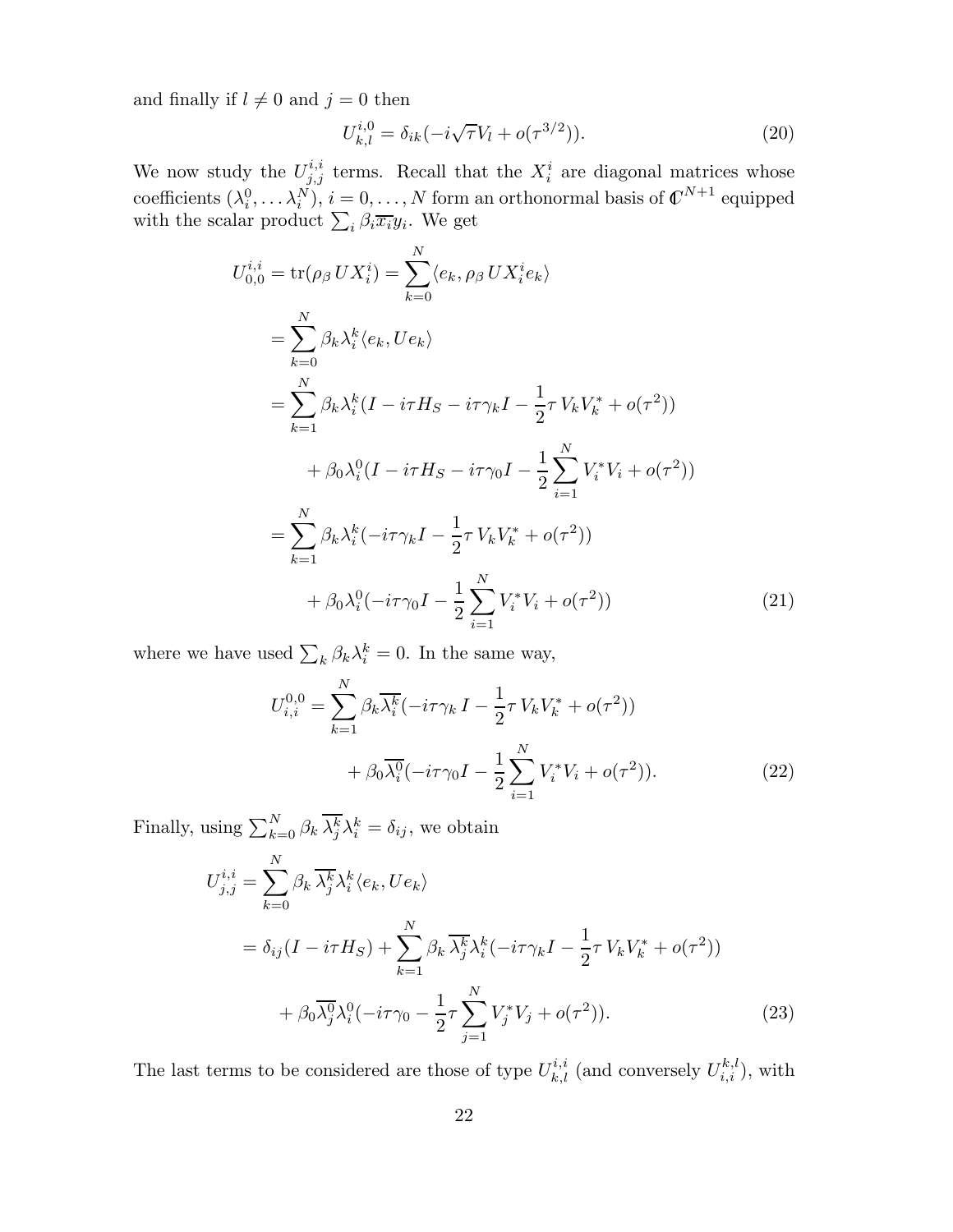and finally if $l \neq 0$ and $j = 0$ then

$$U^{i,0}_{k,l} = \delta_{ik}(-i\sqrt{\tau}V_l + o(\tau^{3/2})). \tag{20}$$

We now study the $U^{i,i}_{j,j}$ terms. Recall that the $X^i_i$ are diagonal matrices whose coefficients $(\lambda^0_i, \dots \lambda^N_i)$, $i = 0, \dots, N$ form an orthonormal basis of $\mathbb{C}^{N+1}$ equipped with the scalar product $\sum_i \beta_i \overline{x_i} y_i$. We get

$$\begin{aligned}
U^{i,i}_{0,0} &= \operatorname{tr}(\rho_\beta\, U X^i_i) = \sum_{k=0}^{N} \langle e_k, \rho_\beta\, U X^i_i e_k\rangle \\
&= \sum_{k=0}^{N} \beta_k \lambda^k_i \langle e_k, U e_k\rangle \\
&= \sum_{k=1}^{N} \beta_k \lambda^k_i (I - i\tau H_S - i\tau\gamma_k I - \frac{1}{2}\tau\, V_k V_k^* + o(\tau^2)) \\
&\qquad + \beta_0 \lambda^0_i (I - i\tau H_S - i\tau\gamma_0 I - \frac{1}{2}\sum_{i=1}^{N} V_i^* V_i + o(\tau^2)) \\
&= \sum_{k=1}^{N} \beta_k \lambda^k_i (-i\tau\gamma_k I - \frac{1}{2}\tau\, V_k V_k^* + o(\tau^2)) \\
&\qquad + \beta_0 \lambda^0_i (-i\tau\gamma_0 I - \frac{1}{2}\sum_{i=1}^{N} V_i^* V_i + o(\tau^2))
\end{aligned} \tag{21}$$

where we have used $\sum_k \beta_k \lambda^k_i = 0$. In the same way,

$$\begin{aligned}
U^{0,0}_{i,i} &= \sum_{k=1}^{N} \beta_k \overline{\lambda^k_i} (-i\tau\gamma_k\, I - \frac{1}{2}\tau\, V_k V_k^* + o(\tau^2)) \\
&\qquad + \beta_0 \overline{\lambda^0_i} (-i\tau\gamma_0 I - \frac{1}{2}\sum_{i=1}^{N} V_i^* V_i + o(\tau^2)).
\end{aligned} \tag{22}$$

Finally, using $\sum_{k=0}^{N} \beta_k\, \overline{\lambda^k_j} \lambda^k_i = \delta_{ij}$, we obtain

$$\begin{aligned}
U^{i,i}_{j,j} &= \sum_{k=0}^{N} \beta_k\, \overline{\lambda^k_j} \lambda^k_i \langle e_k, U e_k\rangle \\
&= \delta_{ij}(I - i\tau H_S) + \sum_{k=1}^{N} \beta_k\, \overline{\lambda^k_j} \lambda^k_i (-i\tau\gamma_k I - \frac{1}{2}\tau\, V_k V_k^* + o(\tau^2)) \\
&\quad + \beta_0 \overline{\lambda^0_j} \lambda^0_i (-i\tau\gamma_0 - \frac{1}{2}\tau \sum_{j=1}^{N} V_j^* V_j + o(\tau^2)).
\end{aligned} \tag{23}$$

The last terms to be considered are those of type $U^{i,i}_{k,l}$ (and conversely $U^{k,l}_{i,i}$), with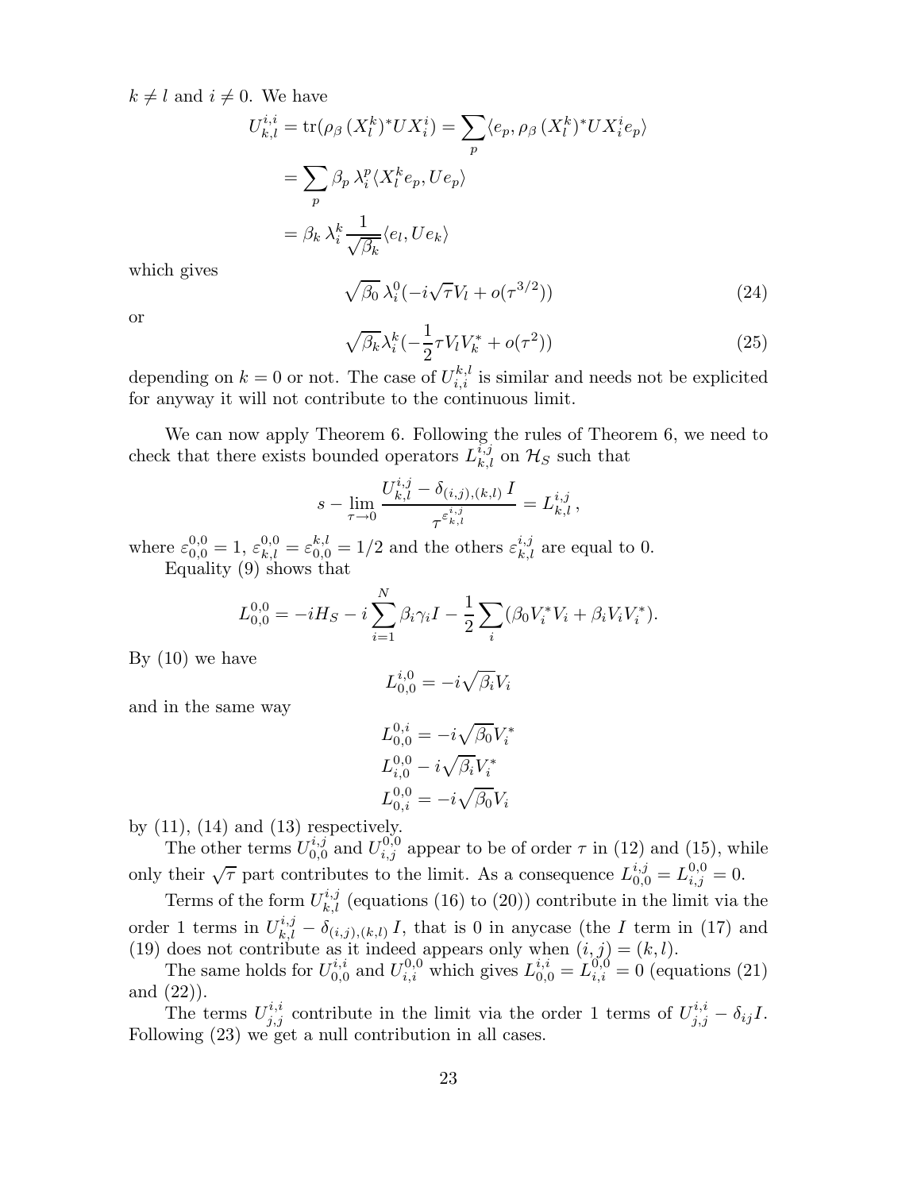$k \neq l$ and $i \neq 0$. We have

$$
\begin{aligned}
U_{k,l}^{i,i} &= \operatorname{tr}(\rho_\beta\,(X_l^k)^* U X_i^i) = \sum_p \langle e_p, \rho_\beta\,(X_l^k)^* U X_i^i e_p\rangle \\
&= \sum_p \beta_p\,\lambda_i^p \langle X_l^k e_p, U e_p\rangle \\
&= \beta_k\,\lambda_i^k \frac{1}{\sqrt{\beta_k}} \langle e_l, U e_k\rangle
\end{aligned}
$$

which gives

$$
\sqrt{\beta_0}\,\lambda_i^0(-i\sqrt{\tau}V_l + o(\tau^{3/2})) \tag{24}
$$

or

$$
\sqrt{\beta_k}\lambda_i^k(-\frac{1}{2}\tau V_l V_k^* + o(\tau^2)) \tag{25}
$$

depending on $k = 0$ or not. The case of $U_{i,i}^{k,l}$ is similar and needs not be explicited for anyway it will not contribute to the continuous limit.

We can now apply Theorem 6. Following the rules of Theorem 6, we need to check that there exists bounded operators $L_{k,l}^{i,j}$ on $\mathcal{H}_S$ such that

$$
s - \lim_{\tau\to 0} \frac{U_{k,l}^{i,j} - \delta_{(i,j),(k,l)}\,I}{\tau^{\varepsilon_{k,l}^{i,j}}} = L_{k,l}^{i,j}\,,
$$

where $\varepsilon_{0,0}^{0,0} = 1$, $\varepsilon_{k,l}^{0,0} = \varepsilon_{0,0}^{k,l} = 1/2$ and the others $\varepsilon_{k,l}^{i,j}$ are equal to 0.

Equality (9) shows that

$$
L_{0,0}^{0,0} = -iH_S - i\sum_{i=1}^N \beta_i\gamma_i I - \frac{1}{2}\sum_i (\beta_0 V_i^* V_i + \beta_i V_i V_i^*).
$$

By (10) we have

$$
L_{0,0}^{i,0} = -i\sqrt{\beta_i}V_i
$$

and in the same way

$$
\begin{aligned}
L_{0,0}^{0,i} &= -i\sqrt{\beta_0}V_i^* \\
L_{i,0}^{0,0} &- i\sqrt{\beta_i}V_i^* \\
L_{0,i}^{0,0} &= -i\sqrt{\beta_0}V_i
\end{aligned}
$$

by (11), (14) and (13) respectively.

The other terms $U_{0,0}^{i,j}$ and $U_{i,j}^{0,0}$ appear to be of order $\tau$ in (12) and (15), while only their $\sqrt{\tau}$ part contributes to the limit. As a consequence $L_{0,0}^{i,j} = L_{i,j}^{0,0} = 0$.

Terms of the form $U_{k,l}^{i,j}$ (equations (16) to (20)) contribute in the limit via the order 1 terms in $U_{k,l}^{i,j} - \delta_{(i,j),(k,l)}\,I$, that is 0 in anycase (the $I$ term in (17) and (19) does not contribute as it indeed appears only when $(i,j) = (k,l)$.

The same holds for $U_{0,0}^{i,i}$ and $U_{i,i}^{0,0}$ which gives $L_{0,0}^{i,i} = L_{i,i}^{0,0} = 0$ (equations (21) and (22)).

The terms $U_{j,j}^{i,i}$ contribute in the limit via the order 1 terms of $U_{j,j}^{i,i} - \delta_{ij}I$. Following (23) we get a null contribution in all cases.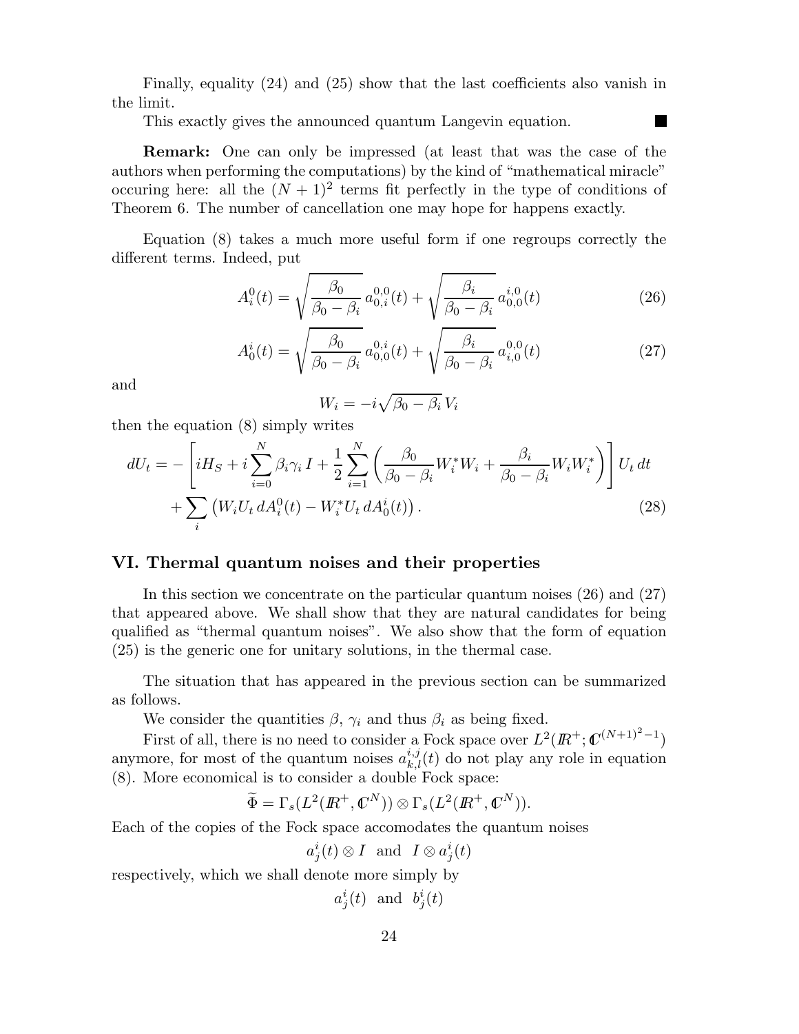Finally, equality (24) and (25) show that the last coefficients also vanish in the limit.

This exactly gives the announced quantum Langevin equation. ∎

**Remark:** One can only be impressed (at least that was the case of the authors when performing the computations) by the kind of "mathematical miracle" occuring here: all the $(N+1)^2$ terms fit perfectly in the type of conditions of Theorem 6. The number of cancellation one may hope for happens exactly.

Equation (8) takes a much more useful form if one regroups correctly the different terms. Indeed, put

$$A_i^0(t) = \sqrt{\frac{\beta_0}{\beta_0 - \beta_i}}\, a_{0,i}^{0,0}(t) + \sqrt{\frac{\beta_i}{\beta_0 - \beta_i}}\, a_{0,0}^{i,0}(t) \tag{26}$$

$$A_0^i(t) = \sqrt{\frac{\beta_0}{\beta_0 - \beta_i}}\, a_{0,0}^{0,i}(t) + \sqrt{\frac{\beta_i}{\beta_0 - \beta_i}}\, a_{i,0}^{0,0}(t) \tag{27}$$

and

$$W_i = -i\sqrt{\beta_0 - \beta_i}\, V_i$$

then the equation (8) simply writes

$$dU_t = -\left[iH_S + i\sum_{i=0}^N \beta_i\gamma_i\, I + \frac{1}{2}\sum_{i=1}^N \left(\frac{\beta_0}{\beta_0 - \beta_i} W_i^* W_i + \frac{\beta_i}{\beta_0 - \beta_i} W_i W_i^*\right)\right] U_t\, dt$$
$$+ \sum_i \left(W_i U_t\, dA_i^0(t) - W_i^* U_t\, dA_0^i(t)\right). \tag{28}$$

## VI. Thermal quantum noises and their properties

In this section we concentrate on the particular quantum noises (26) and (27) that appeared above. We shall show that they are natural candidates for being qualified as "thermal quantum noises". We also show that the form of equation (25) is the generic one for unitary solutions, in the thermal case.

The situation that has appeared in the previous section can be summarized as follows.

We consider the quantities $\beta$, $\gamma_i$ and thus $\beta_i$ as being fixed.

First of all, there is no need to consider a Fock space over $L^2(\mathbb{R}^+; \mathbb{C}^{(N+1)^2-1})$ anymore, for most of the quantum noises $a_{k,l}^{i,j}(t)$ do not play any role in equation (8). More economical is to consider a double Fock space:

$$\widetilde{\Phi} = \Gamma_s(L^2(\mathbb{R}^+, \mathbb{C}^N)) \otimes \Gamma_s(L^2(\mathbb{R}^+, \mathbb{C}^N)).$$

Each of the copies of the Fock space accomodates the quantum noises

$$a_j^i(t) \otimes I \quad \text{and} \quad I \otimes a_j^i(t)$$

respectively, which we shall denote more simply by

$$a_j^i(t) \quad \text{and} \quad b_j^i(t)$$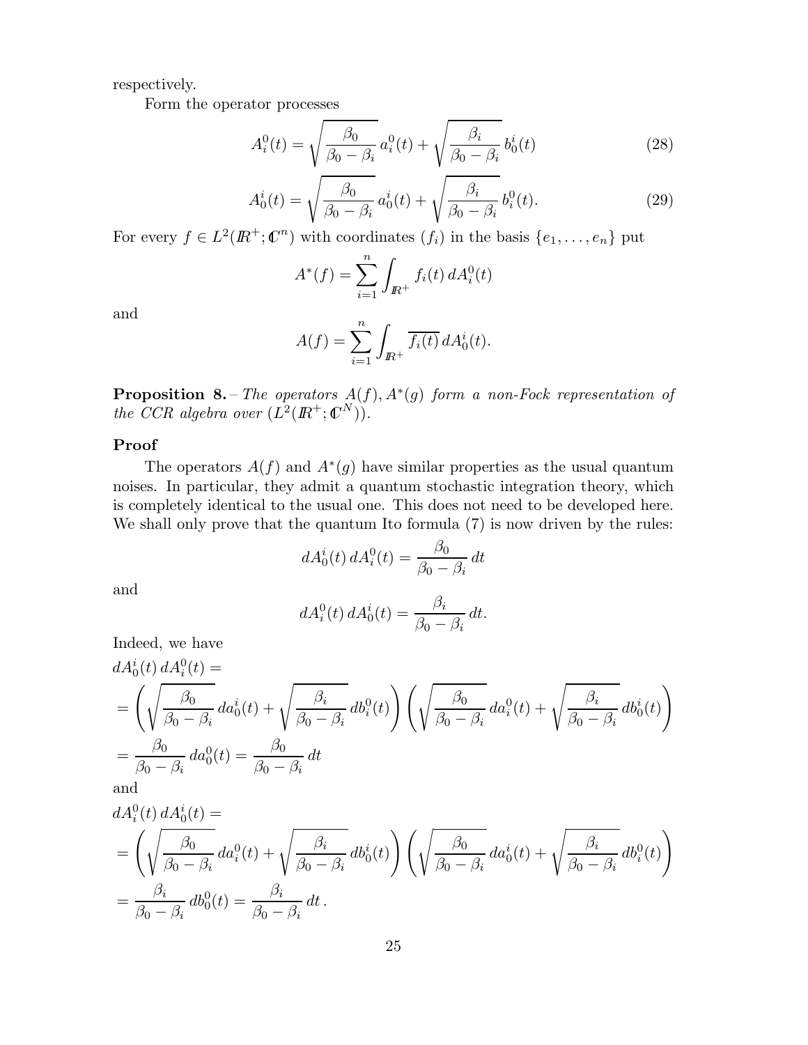respectively.

Form the operator processes

$$A_i^0(t) = \sqrt{\frac{\beta_0}{\beta_0 - \beta_i}}\, a_i^0(t) + \sqrt{\frac{\beta_i}{\beta_0 - \beta_i}}\, b_0^i(t) \tag{28}$$

$$A_0^i(t) = \sqrt{\frac{\beta_0}{\beta_0 - \beta_i}}\, a_0^i(t) + \sqrt{\frac{\beta_i}{\beta_0 - \beta_i}}\, b_i^0(t). \tag{29}$$

For every $f \in L^2(\mathbb{R}^+; \mathbb{C}^n)$ with coordinates $(f_i)$ in the basis $\{e_1, \ldots, e_n\}$ put

$$A^*(f) = \sum_{i=1}^n \int_{\mathbb{R}^+} f_i(t)\, dA_i^0(t)$$

and

$$A(f) = \sum_{i=1}^n \int_{\mathbb{R}^+} \overline{f_i(t)}\, dA_0^i(t).$$

**Proposition 8.** – *The operators $A(f), A^*(g)$ form a non-Fock representation of the CCR algebra over $(L^2(\mathbb{R}^+; \mathbb{C}^N))$.*

**Proof**

The operators $A(f)$ and $A^*(g)$ have similar properties as the usual quantum noises. In particular, they admit a quantum stochastic integration theory, which is completely identical to the usual one. This does not need to be developed here. We shall only prove that the quantum Ito formula (7) is now driven by the rules:

$$dA_0^i(t)\, dA_i^0(t) = \frac{\beta_0}{\beta_0 - \beta_i}\, dt$$

and

$$dA_i^0(t)\, dA_0^i(t) = \frac{\beta_i}{\beta_0 - \beta_i}\, dt.$$

Indeed, we have

$$\begin{aligned}
&dA_0^i(t)\, dA_i^0(t) = \\
&= \left(\sqrt{\frac{\beta_0}{\beta_0 - \beta_i}}\, da_0^i(t) + \sqrt{\frac{\beta_i}{\beta_0 - \beta_i}}\, db_i^0(t)\right)\left(\sqrt{\frac{\beta_0}{\beta_0 - \beta_i}}\, da_i^0(t) + \sqrt{\frac{\beta_i}{\beta_0 - \beta_i}}\, db_0^i(t)\right) \\
&= \frac{\beta_0}{\beta_0 - \beta_i}\, da_0^0(t) = \frac{\beta_0}{\beta_0 - \beta_i}\, dt
\end{aligned}$$

and

$$\begin{aligned}
&dA_i^0(t)\, dA_0^i(t) = \\
&= \left(\sqrt{\frac{\beta_0}{\beta_0 - \beta_i}}\, da_i^0(t) + \sqrt{\frac{\beta_i}{\beta_0 - \beta_i}}\, db_0^i(t)\right)\left(\sqrt{\frac{\beta_0}{\beta_0 - \beta_i}}\, da_0^i(t) + \sqrt{\frac{\beta_i}{\beta_0 - \beta_i}}\, db_i^0(t)\right) \\
&= \frac{\beta_i}{\beta_0 - \beta_i}\, db_0^0(t) = \frac{\beta_i}{\beta_0 - \beta_i}\, dt\,.
\end{aligned}$$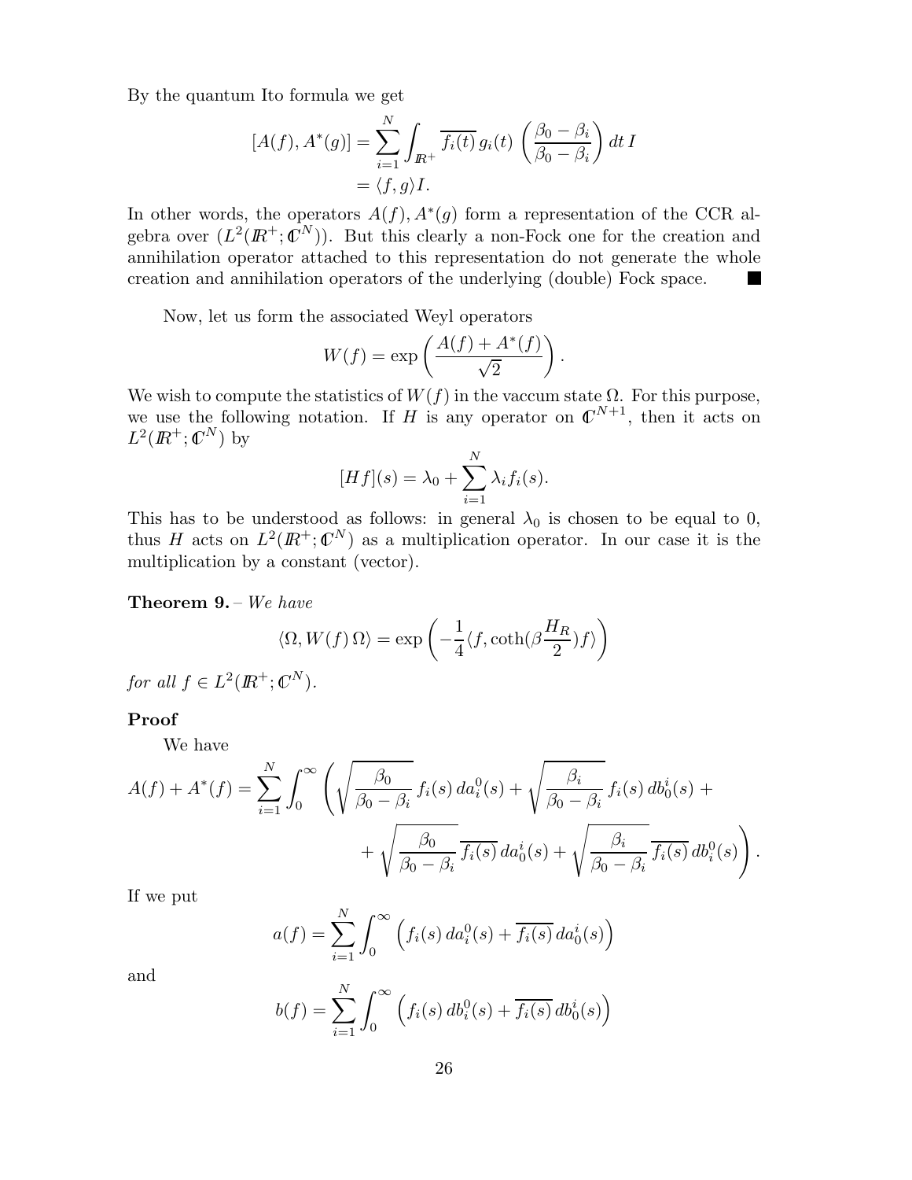By the quantum Ito formula we get

$$
\begin{aligned}
[A(f), A^*(g)] &= \sum_{i=1}^{N} \int_{\mathbb{R}^+} \overline{f_i(t)}\, g_i(t) \, \left(\frac{\beta_0 - \beta_i}{\beta_0 - \beta_i}\right) dt\, I \\
&= \langle f, g \rangle I.
\end{aligned}
$$

In other words, the operators $A(f), A^*(g)$ form a representation of the CCR algebra over $(L^2(\mathbb{R}^+; \mathbb{C}^N))$. But this clearly a non-Fock one for the creation and annihilation operator attached to this representation do not generate the whole creation and annihilation operators of the underlying (double) Fock space. ■

Now, let us form the associated Weyl operators

$$
W(f) = \exp\left(\frac{A(f) + A^*(f)}{\sqrt{2}}\right).
$$

We wish to compute the statistics of $W(f)$ in the vaccum state $\Omega$. For this purpose, we use the following notation. If $H$ is any operator on $\mathbb{C}^{N+1}$, then it acts on $L^2(\mathbb{R}^+; \mathbb{C}^N)$ by

$$
[Hf](s) = \lambda_0 + \sum_{i=1}^{N} \lambda_i f_i(s).
$$

This has to be understood as follows: in general $\lambda_0$ is chosen to be equal to 0, thus $H$ acts on $L^2(\mathbb{R}^+; \mathbb{C}^N)$ as a multiplication operator. In our case it is the multiplication by a constant (vector).

**Theorem 9.** – *We have*

$$
\langle \Omega, W(f)\, \Omega \rangle = \exp\left(-\frac{1}{4} \langle f, \coth(\beta \frac{H_R}{2}) f \rangle\right)
$$

*for all* $f \in L^2(\mathbb{R}^+; \mathbb{C}^N)$.

**Proof**

We have

$$
\begin{aligned}
A(f) + A^*(f) = \sum_{i=1}^{N} \int_0^\infty \Bigg( &\sqrt{\frac{\beta_0}{\beta_0 - \beta_i}}\, f_i(s)\, da_i^0(s) + \sqrt{\frac{\beta_i}{\beta_0 - \beta_i}}\, f_i(s)\, db_0^i(s) + \\
&+ \sqrt{\frac{\beta_0}{\beta_0 - \beta_i}}\, \overline{f_i(s)}\, da_0^i(s) + \sqrt{\frac{\beta_i}{\beta_0 - \beta_i}}\, \overline{f_i(s)}\, db_i^0(s) \Bigg).
\end{aligned}
$$

If we put

$$
a(f) = \sum_{i=1}^{N} \int_0^\infty \left( f_i(s)\, da_i^0(s) + \overline{f_i(s)}\, da_0^i(s) \right)
$$

and

$$
b(f) = \sum_{i=1}^{N} \int_0^\infty \left( f_i(s)\, db_i^0(s) + \overline{f_i(s)}\, db_0^i(s) \right)
$$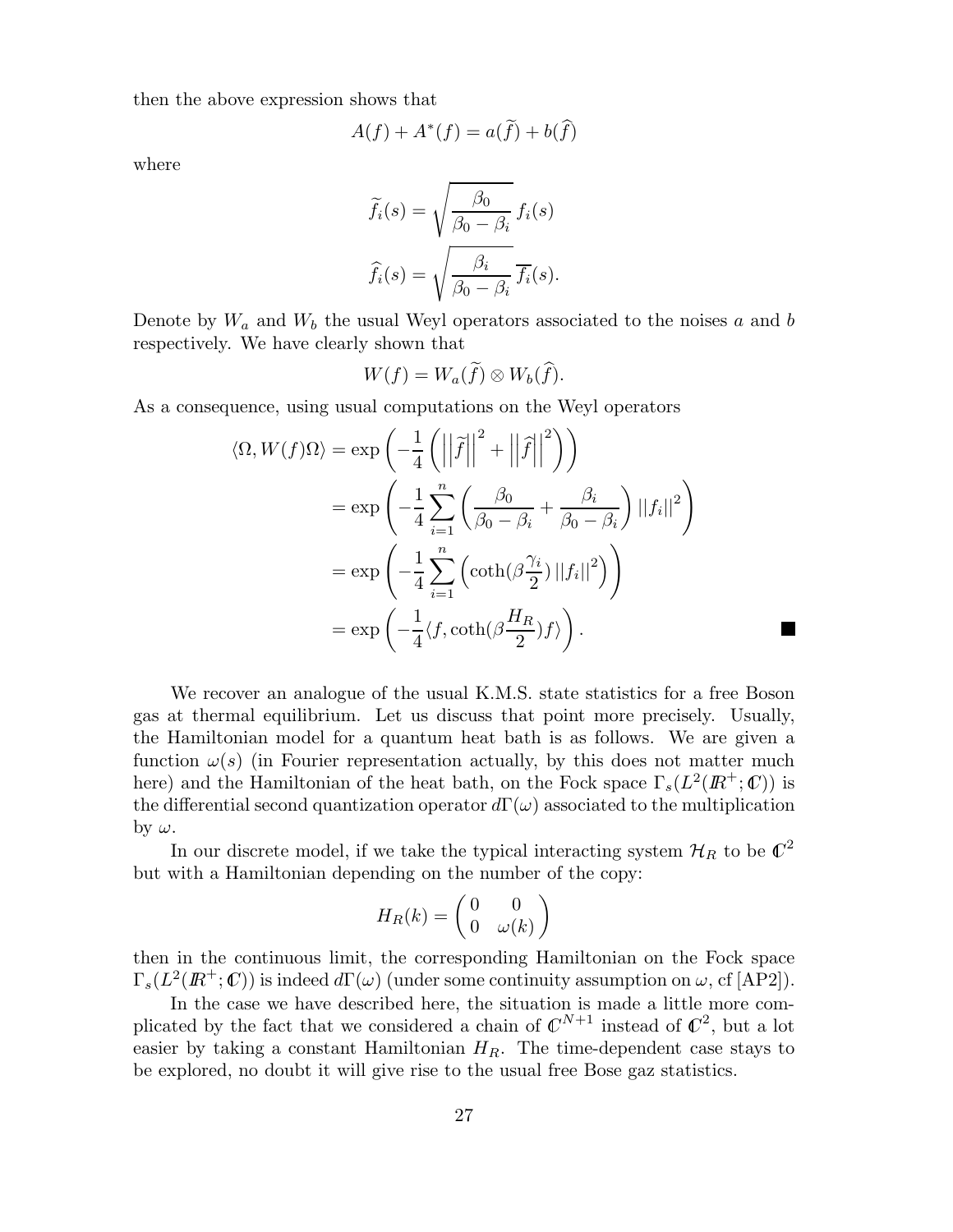then the above expression shows that

$$A(f) + A^*(f) = a(\widetilde{f}) + b(\widehat{f})$$

where

$$\widetilde{f}_i(s) = \sqrt{\frac{\beta_0}{\beta_0 - \beta_i}}\, f_i(s)$$

$$\widehat{f}_i(s) = \sqrt{\frac{\beta_i}{\beta_0 - \beta_i}}\, \overline{f_i}(s).$$

Denote by $W_a$ and $W_b$ the usual Weyl operators associated to the noises $a$ and $b$ respectively. We have clearly shown that

$$W(f) = W_a(\widetilde{f}) \otimes W_b(\widehat{f}).$$

As a consequence, using usual computations on the Weyl operators

$$\begin{aligned}
\langle \Omega, W(f)\Omega\rangle &= \exp\left(-\frac{1}{4}\left(\left|\left|\widetilde{f}\right|\right|^2 + \left|\left|\widehat{f}\right|\right|^2\right)\right) \\
&= \exp\left(-\frac{1}{4}\sum_{i=1}^{n}\left(\frac{\beta_0}{\beta_0 - \beta_i} + \frac{\beta_i}{\beta_0 - \beta_i}\right)||f_i||^2\right) \\
&= \exp\left(-\frac{1}{4}\sum_{i=1}^{n}\left(\coth(\beta\frac{\gamma_i}{2})\,||f_i||^2\right)\right) \\
&= \exp\left(-\frac{1}{4}\langle f, \coth(\beta\frac{H_R}{2})f\rangle\right). \qquad \blacksquare
\end{aligned}$$

We recover an analogue of the usual K.M.S. state statistics for a free Boson gas at thermal equilibrium. Let us discuss that point more precisely. Usually, the Hamiltonian model for a quantum heat bath is as follows. We are given a function $\omega(s)$ (in Fourier representation actually, by this does not matter much here) and the Hamiltonian of the heat bath, on the Fock space $\Gamma_s(L^2(\mathbb{R}^+;\mathbb{C}))$ is the differential second quantization operator $d\Gamma(\omega)$ associated to the multiplication by $\omega$.

In our discrete model, if we take the typical interacting system $\mathcal{H}_R$ to be $\mathbb{C}^2$ but with a Hamiltonian depending on the number of the copy:

$$H_R(k) = \begin{pmatrix} 0 & 0 \\ 0 & \omega(k)\end{pmatrix}$$

then in the continuous limit, the corresponding Hamiltonian on the Fock space $\Gamma_s(L^2(\mathbb{R}^+;\mathbb{C}))$ is indeed $d\Gamma(\omega)$ (under some continuity assumption on $\omega$, cf [AP2]).

In the case we have described here, the situation is made a little more complicated by the fact that we considered a chain of $\mathbb{C}^{N+1}$ instead of $\mathbb{C}^2$, but a lot easier by taking a constant Hamiltonian $H_R$. The time-dependent case stays to be explored, no doubt it will give rise to the usual free Bose gaz statistics.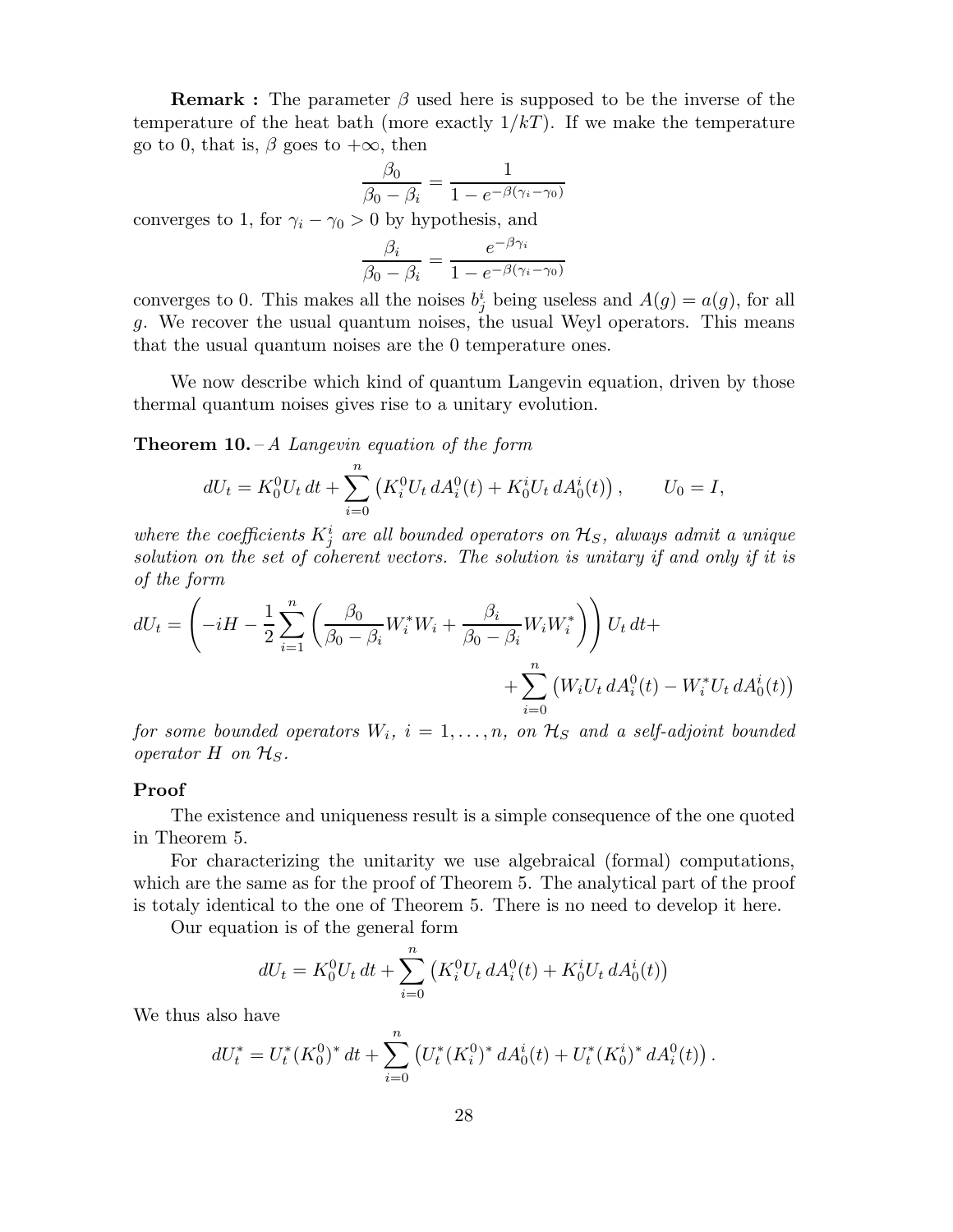**Remark :** The parameter $\beta$ used here is supposed to be the inverse of the temperature of the heat bath (more exactly $1/kT$). If we make the temperature go to 0, that is, $\beta$ goes to $+\infty$, then

$$\frac{\beta_0}{\beta_0 - \beta_i} = \frac{1}{1 - e^{-\beta(\gamma_i - \gamma_0)}}$$

converges to 1, for $\gamma_i - \gamma_0 > 0$ by hypothesis, and

$$\frac{\beta_i}{\beta_0 - \beta_i} = \frac{e^{-\beta\gamma_i}}{1 - e^{-\beta(\gamma_i - \gamma_0)}}$$

converges to 0. This makes all the noises $b^i_j$ being useless and $A(g) = a(g)$, for all $g$. We recover the usual quantum noises, the usual Weyl operators. This means that the usual quantum noises are the 0 temperature ones.

We now describe which kind of quantum Langevin equation, driven by those thermal quantum noises gives rise to a unitary evolution.

**Theorem 10.** – *A Langevin equation of the form*

$$dU_t = K^0_0 U_t \, dt + \sum_{i=0}^{n} \left( K^0_i U_t \, dA^0_i(t) + K^i_0 U_t \, dA^i_0(t) \right), \qquad U_0 = I,$$

*where the coefficients $K^i_j$ are all bounded operators on $\mathcal{H}_S$, always admit a unique solution on the set of coherent vectors. The solution is unitary if and only if it is of the form*

$$dU_t = \left( -iH - \frac{1}{2} \sum_{i=1}^{n} \left( \frac{\beta_0}{\beta_0 - \beta_i} W_i^* W_i + \frac{\beta_i}{\beta_0 - \beta_i} W_i W_i^* \right) \right) U_t \, dt + \\ + \sum_{i=0}^{n} \left( W_i U_t \, dA^0_i(t) - W_i^* U_t \, dA^i_0(t) \right)$$

*for some bounded operators $W_i$, $i = 1, \ldots, n$, on $\mathcal{H}_S$ and a self-adjoint bounded operator $H$ on $\mathcal{H}_S$.*

**Proof**

The existence and uniqueness result is a simple consequence of the one quoted in Theorem 5.

For characterizing the unitarity we use algebraical (formal) computations, which are the same as for the proof of Theorem 5. The analytical part of the proof is totaly identical to the one of Theorem 5. There is no need to develop it here.

Our equation is of the general form

$$dU_t = K^0_0 U_t \, dt + \sum_{i=0}^{n} \left( K^0_i U_t \, dA^0_i(t) + K^i_0 U_t \, dA^i_0(t) \right)$$

We thus also have

$$dU_t^* = U_t^* (K^0_0)^* \, dt + \sum_{i=0}^{n} \left( U_t^* (K^0_i)^* \, dA^i_0(t) + U_t^* (K^i_0)^* \, dA^0_i(t) \right).$$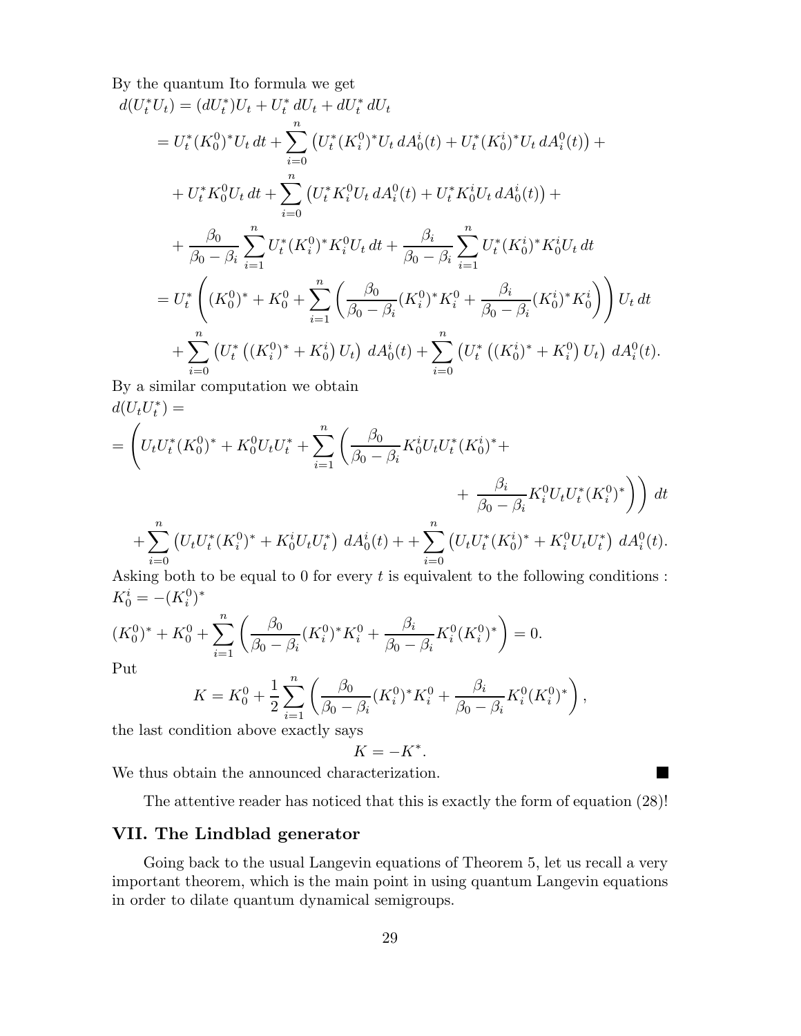By the quantum Ito formula we get

$$
\begin{aligned}
d(U_t^* U_t) &= (dU_t^*)U_t + U_t^*\, dU_t + dU_t^*\, dU_t \\
&= U_t^*(K_0^0)^* U_t\, dt + \sum_{i=0}^n \left( U_t^*(K_i^0)^* U_t\, dA_0^i(t) + U_t^*(K_0^i)^* U_t\, dA_i^0(t) \right) + \\
&\quad + U_t^* K_0^0 U_t\, dt + \sum_{i=0}^n \left( U_t^* K_i^0 U_t\, dA_i^0(t) + U_t^* K_0^i U_t\, dA_0^i(t) \right) + \\
&\quad + \frac{\beta_0}{\beta_0 - \beta_i} \sum_{i=1}^n U_t^*(K_i^0)^* K_i^0 U_t\, dt + \frac{\beta_i}{\beta_0 - \beta_i} \sum_{i=1}^n U_t^*(K_0^i)^* K_0^i U_t\, dt \\
&= U_t^* \left( (K_0^0)^* + K_0^0 + \sum_{i=1}^n \left( \frac{\beta_0}{\beta_0 - \beta_i}(K_i^0)^* K_i^0 + \frac{\beta_i}{\beta_0 - \beta_i}(K_0^i)^* K_0^i \right) \right) U_t\, dt \\
&\quad + \sum_{i=0}^n \left( U_t^* \left( (K_i^0)^* + K_0^i \right) U_t \right)\, dA_0^i(t) + \sum_{i=0}^n \left( U_t^* \left( (K_0^i)^* + K_i^0 \right) U_t \right)\, dA_i^0(t).
\end{aligned}
$$

By a similar computation we obtain

$$
\begin{aligned}
&d(U_t U_t^*) = \\
&= \Bigg( U_t U_t^* (K_0^0)^* + K_0^0 U_t U_t^* + \sum_{i=1}^n \Bigg( \frac{\beta_0}{\beta_0 - \beta_i} K_0^i U_t U_t^* (K_0^i)^* + \\
&\qquad\qquad + \frac{\beta_i}{\beta_0 - \beta_i} K_i^0 U_t U_t^* (K_i^0)^* \Bigg) \Bigg)\, dt \\
&\quad + \sum_{i=0}^n \left( U_t U_t^* (K_i^0)^* + K_0^i U_t U_t^* \right)\, dA_0^i(t) + + \sum_{i=0}^n \left( U_t U_t^* (K_0^i)^* + K_i^0 U_t U_t^* \right)\, dA_i^0(t).
\end{aligned}
$$

Asking both to be equal to 0 for every $t$ is equivalent to the following conditions :

$K_0^i = -(K_i^0)^*$

$$
(K_0^0)^* + K_0^0 + \sum_{i=1}^n \left( \frac{\beta_0}{\beta_0 - \beta_i}(K_i^0)^* K_i^0 + \frac{\beta_i}{\beta_0 - \beta_i} K_i^0 (K_i^0)^* \right) = 0.
$$

Put

$$
K = K_0^0 + \frac{1}{2} \sum_{i=1}^n \left( \frac{\beta_0}{\beta_0 - \beta_i}(K_i^0)^* K_i^0 + \frac{\beta_i}{\beta_0 - \beta_i} K_i^0 (K_i^0)^* \right),
$$

the last condition above exactly says

$$
K = -K^*.
$$

We thus obtain the announced characterization. ∎

The attentive reader has noticed that this is exactly the form of equation (28)!

## VII. The Lindblad generator

Going back to the usual Langevin equations of Theorem 5, let us recall a very important theorem, which is the main point in using quantum Langevin equations in order to dilate quantum dynamical semigroups.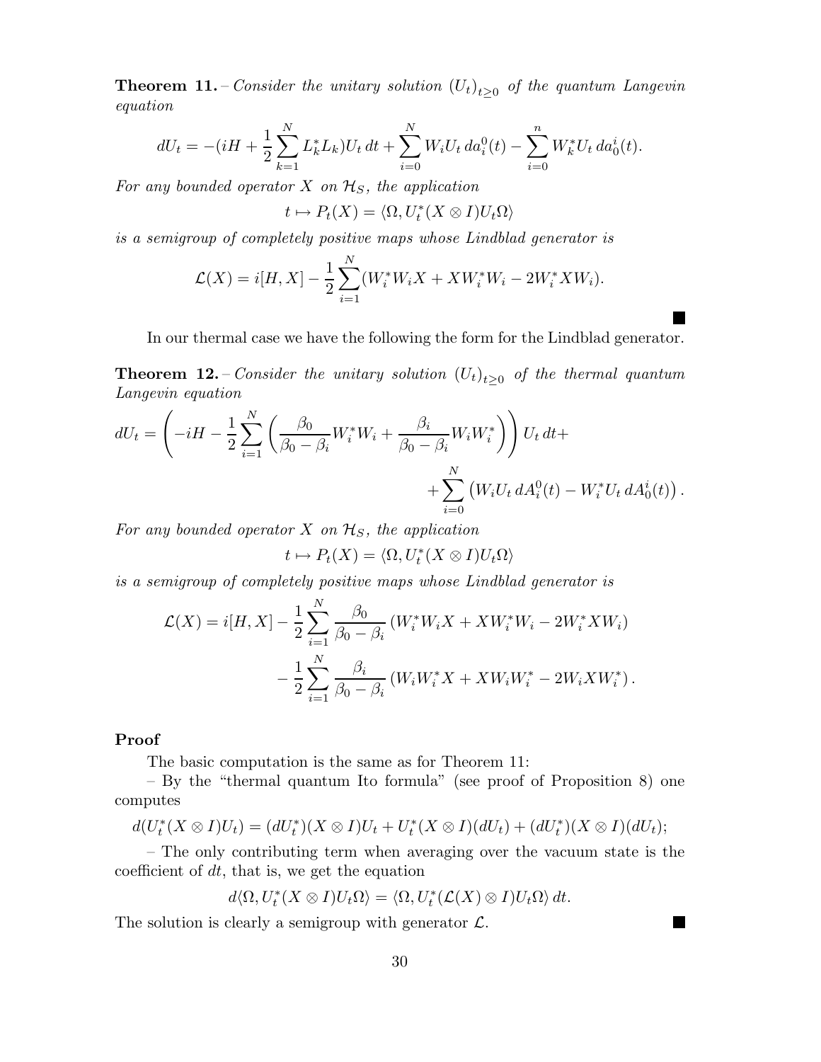**Theorem 11.** – *Consider the unitary solution $(U_t)_{t\geq 0}$ of the quantum Langevin equation*

$$dU_t = -(iH + \frac{1}{2}\sum_{k=1}^{N} L_k^* L_k)U_t\, dt + \sum_{i=0}^{N} W_i U_t\, da_i^0(t) - \sum_{i=0}^{n} W_k^* U_t\, da_0^i(t).$$

*For any bounded operator $X$ on $\mathcal{H}_S$, the application*

$$t \mapsto P_t(X) = \langle \Omega, U_t^*(X \otimes I)U_t\Omega\rangle$$

*is a semigroup of completely positive maps whose Lindblad generator is*

$$\mathcal{L}(X) = i[H, X] - \frac{1}{2}\sum_{i=1}^{N}(W_i^* W_i X + X W_i^* W_i - 2W_i^* X W_i).$$

■

In our thermal case we have the following the form for the Lindblad generator.

**Theorem 12.** – *Consider the unitary solution $(U_t)_{t\geq 0}$ of the thermal quantum Langevin equation*

$$dU_t = \left(-iH - \frac{1}{2}\sum_{i=1}^{N}\left(\frac{\beta_0}{\beta_0 - \beta_i}W_i^* W_i + \frac{\beta_i}{\beta_0 - \beta_i}W_i W_i^*\right)\right)U_t\, dt + \\ + \sum_{i=0}^{N}\left(W_i U_t\, dA_i^0(t) - W_i^* U_t\, dA_0^i(t)\right).$$

*For any bounded operator $X$ on $\mathcal{H}_S$, the application*

$$t \mapsto P_t(X) = \langle \Omega, U_t^*(X \otimes I)U_t\Omega\rangle$$

*is a semigroup of completely positive maps whose Lindblad generator is*

$$\begin{aligned}\mathcal{L}(X) = i[H, X] &- \frac{1}{2}\sum_{i=1}^{N}\frac{\beta_0}{\beta_0 - \beta_i}\left(W_i^* W_i X + X W_i^* W_i - 2W_i^* X W_i\right) \\ &- \frac{1}{2}\sum_{i=1}^{N}\frac{\beta_i}{\beta_0 - \beta_i}\left(W_i W_i^* X + X W_i W_i^* - 2W_i X W_i^*\right).\end{aligned}$$

**Proof**

The basic computation is the same as for Theorem 11:

– By the "thermal quantum Ito formula" (see proof of Proposition 8) one computes

$$d(U_t^*(X \otimes I)U_t) = (dU_t^*)(X \otimes I)U_t + U_t^*(X \otimes I)(dU_t) + (dU_t^*)(X \otimes I)(dU_t);$$

– The only contributing term when averaging over the vacuum state is the coefficient of $dt$, that is, we get the equation

$$d\langle \Omega, U_t^*(X \otimes I)U_t\Omega\rangle = \langle \Omega, U_t^*(\mathcal{L}(X) \otimes I)U_t\Omega\rangle\, dt.$$

The solution is clearly a semigroup with generator $\mathcal{L}$. ■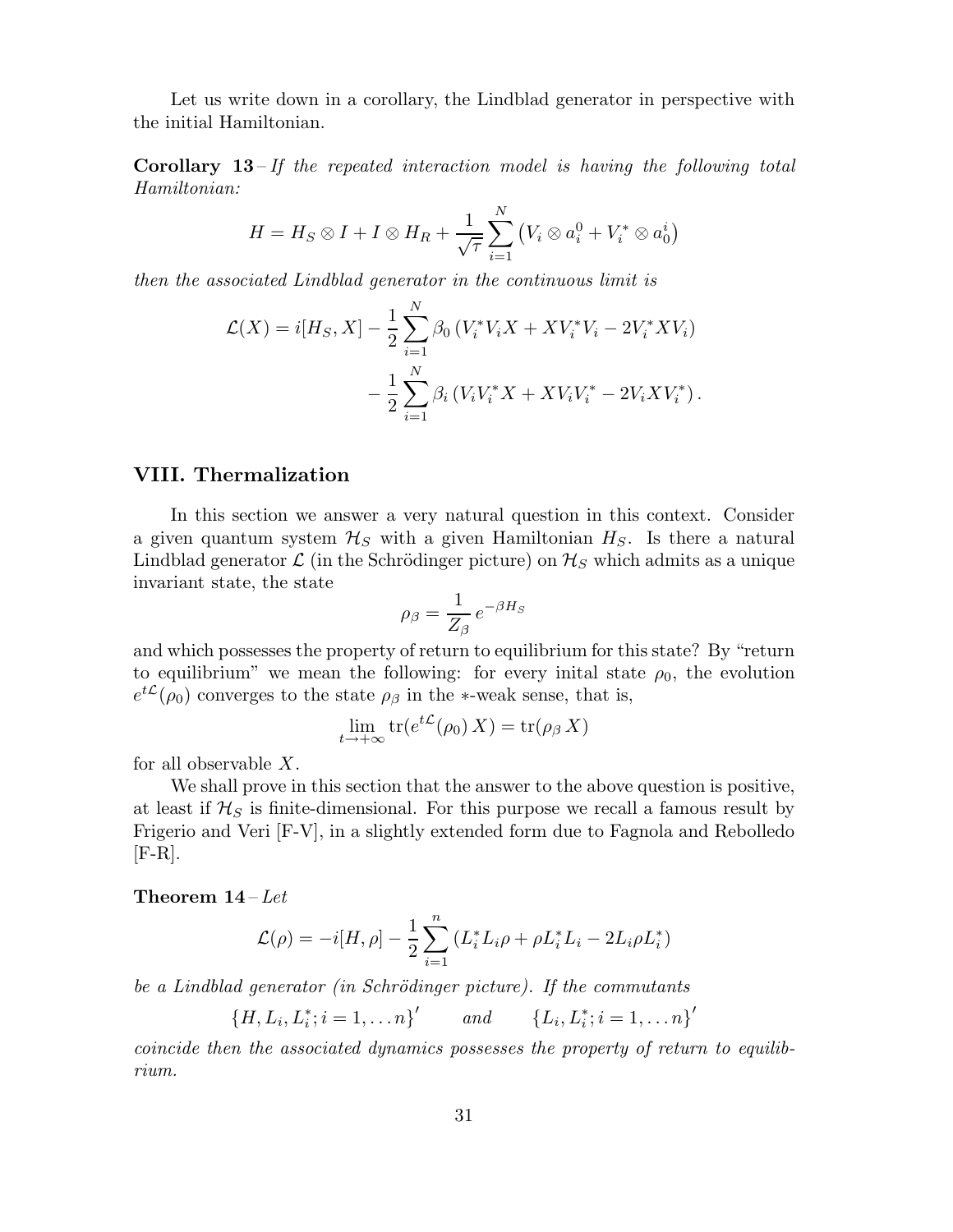Let us write down in a corollary, the Lindblad generator in perspective with the initial Hamiltonian.

**Corollary 13** – *If the repeated interaction model is having the following total Hamiltonian:*

$$H = H_S \otimes I + I \otimes H_R + \frac{1}{\sqrt{\tau}} \sum_{i=1}^{N} \left( V_i \otimes a_i^0 + V_i^* \otimes a_0^i \right)$$

*then the associated Lindblad generator in the continuous limit is*

$$\mathcal{L}(X) = i[H_S, X] - \frac{1}{2} \sum_{i=1}^{N} \beta_0 \left( V_i^* V_i X + X V_i^* V_i - 2 V_i^* X V_i \right) - \frac{1}{2} \sum_{i=1}^{N} \beta_i \left( V_i V_i^* X + X V_i V_i^* - 2 V_i X V_i^* \right).$$

## VIII. Thermalization

In this section we answer a very natural question in this context. Consider a given quantum system $\mathcal{H}_S$ with a given Hamiltonian $H_S$. Is there a natural Lindblad generator $\mathcal{L}$ (in the Schrödinger picture) on $\mathcal{H}_S$ which admits as a unique invariant state, the state

$$\rho_\beta = \frac{1}{Z_\beta} e^{-\beta H_S}$$

and which possesses the property of return to equilibrium for this state? By "return to equilibrium" we mean the following: for every inital state $\rho_0$, the evolution $e^{t\mathcal{L}}(\rho_0)$ converges to the state $\rho_\beta$ in the $*$-weak sense, that is,

$$\lim_{t \to +\infty} \operatorname{tr}(e^{t\mathcal{L}}(\rho_0)\, X) = \operatorname{tr}(\rho_\beta\, X)$$

for all observable $X$.

We shall prove in this section that the answer to the above question is positive, at least if $\mathcal{H}_S$ is finite-dimensional. For this purpose we recall a famous result by Frigerio and Veri [F-V], in a slightly extended form due to Fagnola and Rebolledo [F-R].

**Theorem 14** – *Let*

$$\mathcal{L}(\rho) = -i[H, \rho] - \frac{1}{2} \sum_{i=1}^{n} \left( L_i^* L_i \rho + \rho L_i^* L_i - 2 L_i \rho L_i^* \right)$$

*be a Lindblad generator (in Schrödinger picture). If the commutants*

$$\{H, L_i, L_i^*; i = 1, \dots n\}' \qquad \textit{and} \qquad \{L_i, L_i^*; i = 1, \dots n\}'$$

*coincide then the associated dynamics possesses the property of return to equilibrium.*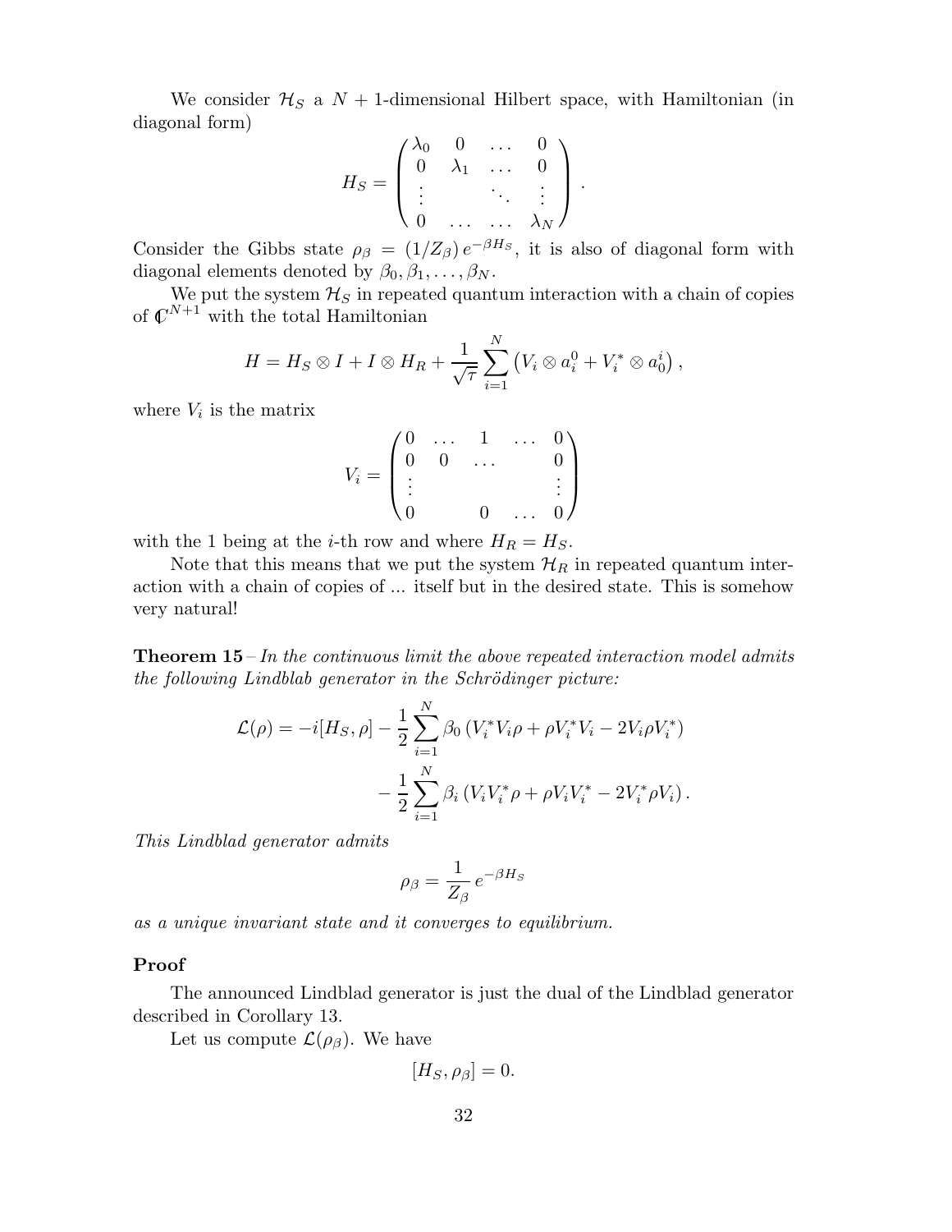We consider $\mathcal{H}_S$ a $N+1$-dimensional Hilbert space, with Hamiltonian (in diagonal form)

$$
H_S = \begin{pmatrix} \lambda_0 & 0 & \dots & 0 \\ 0 & \lambda_1 & \dots & 0 \\ \vdots & & \ddots & \vdots \\ 0 & \dots & \dots & \lambda_N \end{pmatrix}.
$$

Consider the Gibbs state $\rho_\beta = (1/Z_\beta)\, e^{-\beta H_S}$, it is also of diagonal form with diagonal elements denoted by $\beta_0, \beta_1, \dots, \beta_N$.

We put the system $\mathcal{H}_S$ in repeated quantum interaction with a chain of copies of $\mathbb{C}^{N+1}$ with the total Hamiltonian

$$
H = H_S \otimes I + I \otimes H_R + \frac{1}{\sqrt{\tau}} \sum_{i=1}^{N} \left( V_i \otimes a_i^0 + V_i^* \otimes a_0^i \right),
$$

where $V_i$ is the matrix

$$
V_i = \begin{pmatrix} 0 & \dots & 1 & \dots & 0 \\ 0 & 0 & \dots & & 0 \\ \vdots & & & & \vdots \\ 0 & & 0 & \dots & 0 \end{pmatrix}
$$

with the 1 being at the $i$-th row and where $H_R = H_S$.

Note that this means that we put the system $\mathcal{H}_R$ in repeated quantum interaction with a chain of copies of ... itself but in the desired state. This is somehow very natural!

**Theorem 15** – *In the continuous limit the above repeated interaction model admits the following Lindblab generator in the Schrödinger picture:*

$$
\begin{aligned}
\mathcal{L}(\rho) = -i[H_S, \rho] &- \frac{1}{2} \sum_{i=1}^{N} \beta_0 \left( V_i^* V_i \rho + \rho V_i^* V_i - 2 V_i \rho V_i^* \right) \\
&- \frac{1}{2} \sum_{i=1}^{N} \beta_i \left( V_i V_i^* \rho + \rho V_i V_i^* - 2 V_i^* \rho V_i \right).
\end{aligned}
$$

*This Lindblad generator admits*

$$
\rho_\beta = \frac{1}{Z_\beta} e^{-\beta H_S}
$$

*as a unique invariant state and it converges to equilibrium.*

**Proof**

The announced Lindblad generator is just the dual of the Lindblad generator described in Corollary 13.

Let us compute $\mathcal{L}(\rho_\beta)$. We have

$$
[H_S, \rho_\beta] = 0.
$$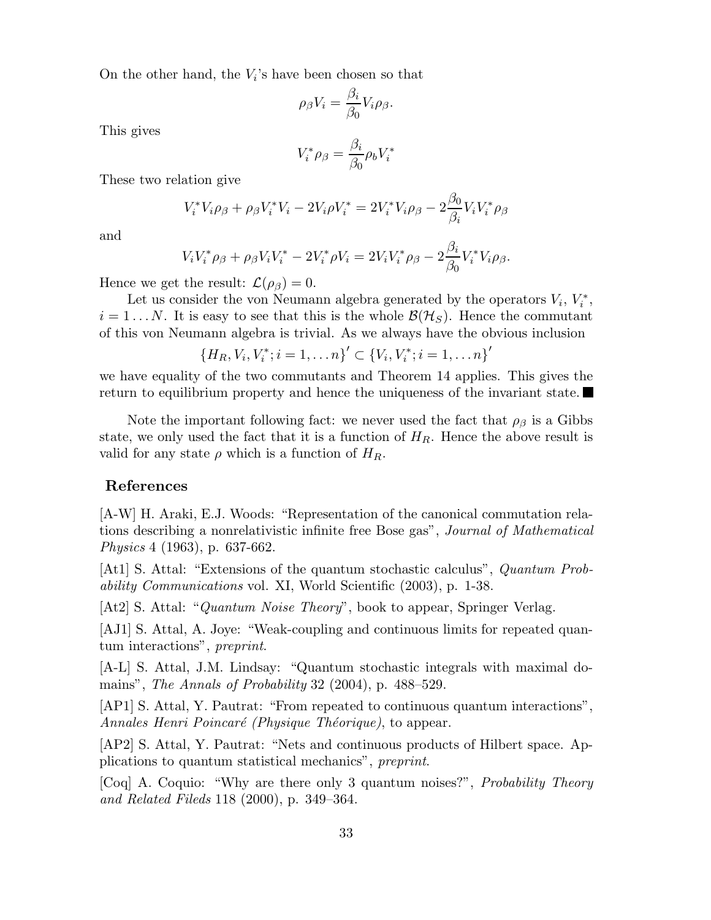On the other hand, the $V_i$'s have been chosen so that

$$\rho_\beta V_i = \frac{\beta_i}{\beta_0} V_i \rho_\beta.$$

This gives

$$V_i^* \rho_\beta = \frac{\beta_i}{\beta_0} \rho_b V_i^*$$

These two relation give

$$V_i^* V_i \rho_\beta + \rho_\beta V_i^* V_i - 2V_i \rho V_i^* = 2V_i^* V_i \rho_\beta - 2\frac{\beta_0}{\beta_i} V_i V_i^* \rho_\beta$$

and

$$V_i V_i^* \rho_\beta + \rho_\beta V_i V_i^* - 2V_i^* \rho V_i = 2V_i V_i^* \rho_\beta - 2\frac{\beta_i}{\beta_0} V_i^* V_i \rho_\beta.$$

Hence we get the result: $\mathcal{L}(\rho_\beta) = 0$.

Let us consider the von Neumann algebra generated by the operators $V_i$, $V_i^*$, $i = 1 \dots N$. It is easy to see that this is the whole $\mathcal{B}(\mathcal{H}_S)$. Hence the commutant of this von Neumann algebra is trivial. As we always have the obvious inclusion

$$\{H_R, V_i, V_i^*; i = 1, \dots n\}' \subset \{V_i, V_i^*; i = 1, \dots n\}'$$

we have equality of the two commutants and Theorem 14 applies. This gives the return to equilibrium property and hence the uniqueness of the invariant state. ■

Note the important following fact: we never used the fact that $\rho_\beta$ is a Gibbs state, we only used the fact that it is a function of $H_R$. Hence the above result is valid for any state $\rho$ which is a function of $H_R$.

## References

[A-W] H. Araki, E.J. Woods: "Representation of the canonical commutation relations describing a nonrelativistic infinite free Bose gas", *Journal of Mathematical Physics* 4 (1963), p. 637-662.

[At1] S. Attal: "Extensions of the quantum stochastic calculus", *Quantum Probability Communications* vol. XI, World Scientific (2003), p. 1-38.

[At2] S. Attal: "*Quantum Noise Theory*", book to appear, Springer Verlag.

[AJ1] S. Attal, A. Joye: "Weak-coupling and continuous limits for repeated quantum interactions", *preprint*.

[A-L] S. Attal, J.M. Lindsay: "Quantum stochastic integrals with maximal domains", *The Annals of Probability* 32 (2004), p. 488–529.

[AP1] S. Attal, Y. Pautrat: "From repeated to continuous quantum interactions", *Annales Henri Poincaré (Physique Théorique)*, to appear.

[AP2] S. Attal, Y. Pautrat: "Nets and continuous products of Hilbert space. Applications to quantum statistical mechanics", *preprint*.

[Coq] A. Coquio: "Why are there only 3 quantum noises?", *Probability Theory and Related Fileds* 118 (2000), p. 349–364.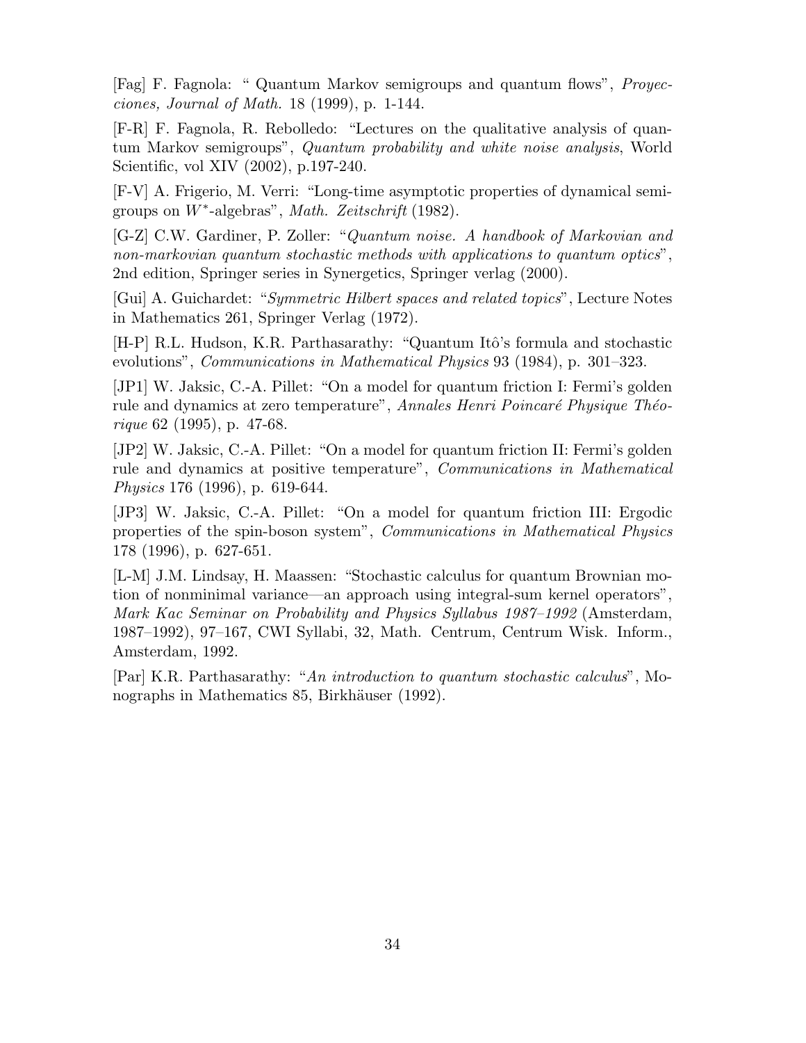[Fag] F. Fagnola: " Quantum Markov semigroups and quantum flows", *Proyecciones, Journal of Math.* 18 (1999), p. 1-144.

[F-R] F. Fagnola, R. Rebolledo: "Lectures on the qualitative analysis of quantum Markov semigroups", *Quantum probability and white noise analysis*, World Scientific, vol XIV (2002), p.197-240.

[F-V] A. Frigerio, M. Verri: "Long-time asymptotic properties of dynamical semigroups on $W^*$-algebras", *Math. Zeitschrift* (1982).

[G-Z] C.W. Gardiner, P. Zoller: "*Quantum noise. A handbook of Markovian and non-markovian quantum stochastic methods with applications to quantum optics*", 2nd edition, Springer series in Synergetics, Springer verlag (2000).

[Gui] A. Guichardet: "*Symmetric Hilbert spaces and related topics*", Lecture Notes in Mathematics 261, Springer Verlag (1972).

[H-P] R.L. Hudson, K.R. Parthasarathy: "Quantum Itô's formula and stochastic evolutions", *Communications in Mathematical Physics* 93 (1984), p. 301–323.

[JP1] W. Jaksic, C.-A. Pillet: "On a model for quantum friction I: Fermi's golden rule and dynamics at zero temperature", *Annales Henri Poincaré Physique Théorique* 62 (1995), p. 47-68.

[JP2] W. Jaksic, C.-A. Pillet: "On a model for quantum friction II: Fermi's golden rule and dynamics at positive temperature", *Communications in Mathematical Physics* 176 (1996), p. 619-644.

[JP3] W. Jaksic, C.-A. Pillet: "On a model for quantum friction III: Ergodic properties of the spin-boson system", *Communications in Mathematical Physics* 178 (1996), p. 627-651.

[L-M] J.M. Lindsay, H. Maassen: "Stochastic calculus for quantum Brownian motion of nonminimal variance—an approach using integral-sum kernel operators", *Mark Kac Seminar on Probability and Physics Syllabus 1987–1992* (Amsterdam, 1987–1992), 97–167, CWI Syllabi, 32, Math. Centrum, Centrum Wisk. Inform., Amsterdam, 1992.

[Par] K.R. Parthasarathy: "*An introduction to quantum stochastic calculus*", Monographs in Mathematics 85, Birkhäuser (1992).